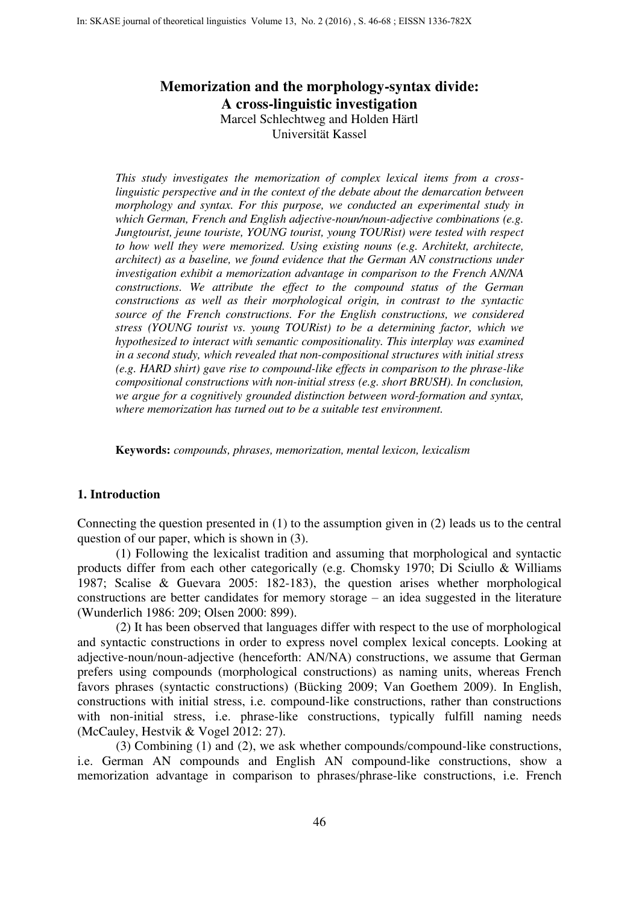# Memorization and the morphology-syntax divide: A cross-linguistic investigation

Marcel Schlechtweg and Holden Härtl
Universität Kassel

*This study investigates the memorization of complex lexical items from a cross-linguistic perspective and in the context of the debate about the demarcation between morphology and syntax. For this purpose, we conducted an experimental study in which German, French and English adjective-noun/noun-adjective combinations (e.g. Jungtourist, jeune touriste, YOUNG tourist, young TOURist) were tested with respect to how well they were memorized. Using existing nouns (e.g. Architekt, architecte, architect) as a baseline, we found evidence that the German AN constructions under investigation exhibit a memorization advantage in comparison to the French AN/NA constructions. We attribute the effect to the compound status of the German constructions as well as their morphological origin, in contrast to the syntactic source of the French constructions. For the English constructions, we considered stress (YOUNG tourist vs. young TOURist) to be a determining factor, which we hypothesized to interact with semantic compositionality. This interplay was examined in a second study, which revealed that non-compositional structures with initial stress (e.g. HARD shirt) gave rise to compound-like effects in comparison to the phrase-like compositional constructions with non-initial stress (e.g. short BRUSH). In conclusion, we argue for a cognitively grounded distinction between word-formation and syntax, where memorization has turned out to be a suitable test environment.*

**Keywords:** *compounds, phrases, memorization, mental lexicon, lexicalism*

## 1. Introduction

Connecting the question presented in (1) to the assumption given in (2) leads us to the central question of our paper, which is shown in (3).

(1) Following the lexicalist tradition and assuming that morphological and syntactic products differ from each other categorically (e.g. Chomsky 1970; Di Sciullo & Williams 1987; Scalise & Guevara 2005: 182-183), the question arises whether morphological constructions are better candidates for memory storage – an idea suggested in the literature (Wunderlich 1986: 209; Olsen 2000: 899).

(2) It has been observed that languages differ with respect to the use of morphological and syntactic constructions in order to express novel complex lexical concepts. Looking at adjective-noun/noun-adjective (henceforth: AN/NA) constructions, we assume that German prefers using compounds (morphological constructions) as naming units, whereas French favors phrases (syntactic constructions) (Bücking 2009; Van Goethem 2009). In English, constructions with initial stress, i.e. compound-like constructions, rather than constructions with non-initial stress, i.e. phrase-like constructions, typically fulfill naming needs (McCauley, Hestvik & Vogel 2012: 27).

(3) Combining (1) and (2), we ask whether compounds/compound-like constructions, i.e. German AN compounds and English AN compound-like constructions, show a memorization advantage in comparison to phrases/phrase-like constructions, i.e. French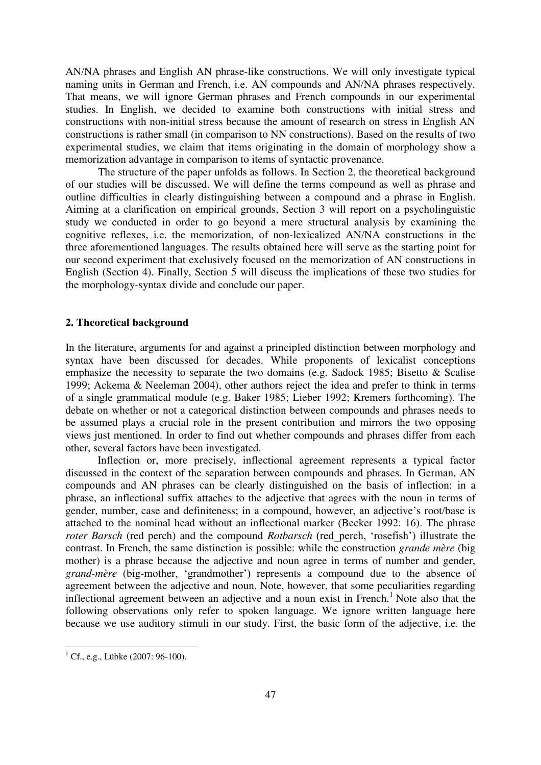AN/NA phrases and English AN phrase-like constructions. We will only investigate typical naming units in German and French, i.e. AN compounds and AN/NA phrases respectively. That means, we will ignore German phrases and French compounds in our experimental studies. In English, we decided to examine both constructions with initial stress and constructions with non-initial stress because the amount of research on stress in English AN constructions is rather small (in comparison to NN constructions). Based on the results of two experimental studies, we claim that items originating in the domain of morphology show a memorization advantage in comparison to items of syntactic provenance.

The structure of the paper unfolds as follows. In Section 2, the theoretical background of our studies will be discussed. We will define the terms compound as well as phrase and outline difficulties in clearly distinguishing between a compound and a phrase in English. Aiming at a clarification on empirical grounds, Section 3 will report on a psycholinguistic study we conducted in order to go beyond a mere structural analysis by examining the cognitive reflexes, i.e. the memorization, of non-lexicalized AN/NA constructions in the three aforementioned languages. The results obtained here will serve as the starting point for our second experiment that exclusively focused on the memorization of AN constructions in English (Section 4). Finally, Section 5 will discuss the implications of these two studies for the morphology-syntax divide and conclude our paper.

## 2. Theoretical background

In the literature, arguments for and against a principled distinction between morphology and syntax have been discussed for decades. While proponents of lexicalist conceptions emphasize the necessity to separate the two domains (e.g. Sadock 1985; Bisetto & Scalise 1999; Ackema & Neeleman 2004), other authors reject the idea and prefer to think in terms of a single grammatical module (e.g. Baker 1985; Lieber 1992; Kremers forthcoming). The debate on whether or not a categorical distinction between compounds and phrases needs to be assumed plays a crucial role in the present contribution and mirrors the two opposing views just mentioned. In order to find out whether compounds and phrases differ from each other, several factors have been investigated.

Inflection or, more precisely, inflectional agreement represents a typical factor discussed in the context of the separation between compounds and phrases. In German, AN compounds and AN phrases can be clearly distinguished on the basis of inflection: in a phrase, an inflectional suffix attaches to the adjective that agrees with the noun in terms of gender, number, case and definiteness; in a compound, however, an adjective's root/base is attached to the nominal head without an inflectional marker (Becker 1992: 16). The phrase *roter Barsch* (red perch) and the compound *Rotbarsch* (red_perch, 'rosefish') illustrate the contrast. In French, the same distinction is possible: while the construction *grande mère* (big mother) is a phrase because the adjective and noun agree in terms of number and gender, *grand-mère* (big-mother, 'grandmother') represents a compound due to the absence of agreement between the adjective and noun. Note, however, that some peculiarities regarding inflectional agreement between an adjective and a noun exist in French.[1] Note also that the following observations only refer to spoken language. We ignore written language here because we use auditory stimuli in our study. First, the basic form of the adjective, i.e. the

---

[1] Cf., e.g., Lübke (2007: 96-100).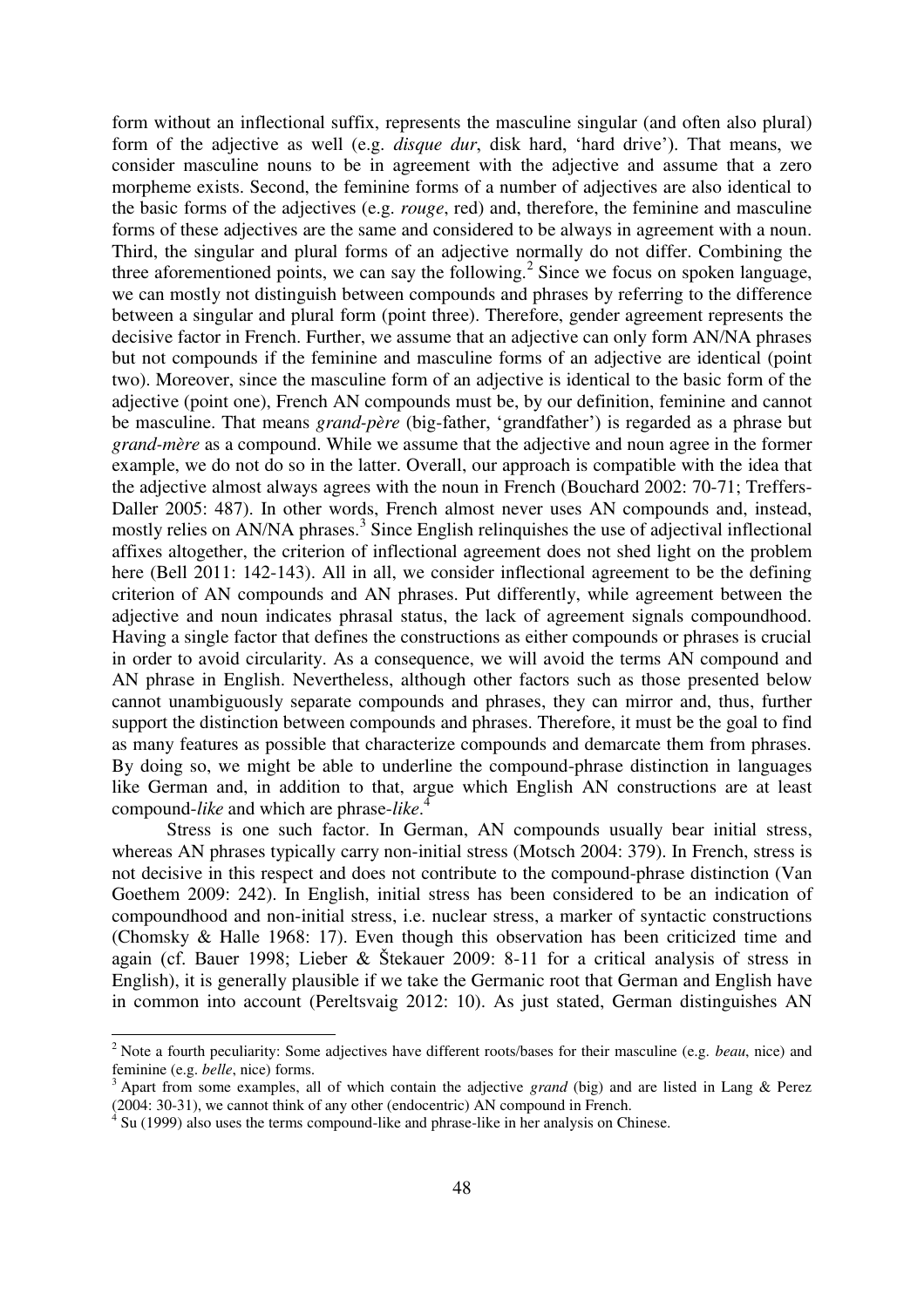form without an inflectional suffix, represents the masculine singular (and often also plural) form of the adjective as well (e.g. *disque dur*, disk hard, 'hard drive'). That means, we consider masculine nouns to be in agreement with the adjective and assume that a zero morpheme exists. Second, the feminine forms of a number of adjectives are also identical to the basic forms of the adjectives (e.g. *rouge*, red) and, therefore, the feminine and masculine forms of these adjectives are the same and considered to be always in agreement with a noun. Third, the singular and plural forms of an adjective normally do not differ. Combining the three aforementioned points, we can say the following.[2] Since we focus on spoken language, we can mostly not distinguish between compounds and phrases by referring to the difference between a singular and plural form (point three). Therefore, gender agreement represents the decisive factor in French. Further, we assume that an adjective can only form AN/NA phrases but not compounds if the feminine and masculine forms of an adjective are identical (point two). Moreover, since the masculine form of an adjective is identical to the basic form of the adjective (point one), French AN compounds must be, by our definition, feminine and cannot be masculine. That means *grand-père* (big-father, 'grandfather') is regarded as a phrase but *grand-mère* as a compound. While we assume that the adjective and noun agree in the former example, we do not do so in the latter. Overall, our approach is compatible with the idea that the adjective almost always agrees with the noun in French (Bouchard 2002: 70-71; Treffers-Daller 2005: 487). In other words, French almost never uses AN compounds and, instead, mostly relies on AN/NA phrases.[3] Since English relinquishes the use of adjectival inflectional affixes altogether, the criterion of inflectional agreement does not shed light on the problem here (Bell 2011: 142-143). All in all, we consider inflectional agreement to be the defining criterion of AN compounds and AN phrases. Put differently, while agreement between the adjective and noun indicates phrasal status, the lack of agreement signals compoundhood. Having a single factor that defines the constructions as either compounds or phrases is crucial in order to avoid circularity. As a consequence, we will avoid the terms AN compound and AN phrase in English. Nevertheless, although other factors such as those presented below cannot unambiguously separate compounds and phrases, they can mirror and, thus, further support the distinction between compounds and phrases. Therefore, it must be the goal to find as many features as possible that characterize compounds and demarcate them from phrases. By doing so, we might be able to underline the compound-phrase distinction in languages like German and, in addition to that, argue which English AN constructions are at least compound-*like* and which are phrase-*like*.[4]

Stress is one such factor. In German, AN compounds usually bear initial stress, whereas AN phrases typically carry non-initial stress (Motsch 2004: 379). In French, stress is not decisive in this respect and does not contribute to the compound-phrase distinction (Van Goethem 2009: 242). In English, initial stress has been considered to be an indication of compoundhood and non-initial stress, i.e. nuclear stress, a marker of syntactic constructions (Chomsky & Halle 1968: 17). Even though this observation has been criticized time and again (cf. Bauer 1998; Lieber & Štekauer 2009: 8-11 for a critical analysis of stress in English), it is generally plausible if we take the Germanic root that German and English have in common into account (Pereltsvaig 2012: 10). As just stated, German distinguishes AN

---

[2] Note a fourth peculiarity: Some adjectives have different roots/bases for their masculine (e.g. *beau*, nice) and feminine (e.g. *belle*, nice) forms.

[3] Apart from some examples, all of which contain the adjective *grand* (big) and are listed in Lang & Perez (2004: 30-31), we cannot think of any other (endocentric) AN compound in French.

[4] Su (1999) also uses the terms compound-like and phrase-like in her analysis on Chinese.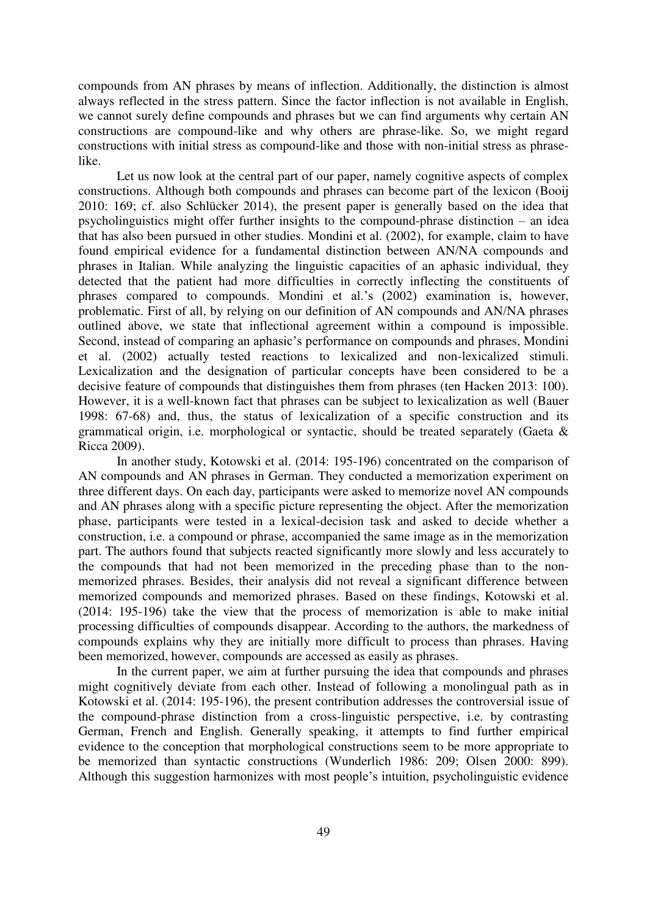compounds from AN phrases by means of inflection. Additionally, the distinction is almost always reflected in the stress pattern. Since the factor inflection is not available in English, we cannot surely define compounds and phrases but we can find arguments why certain AN constructions are compound-like and why others are phrase-like. So, we might regard constructions with initial stress as compound-like and those with non-initial stress as phrase-like.

Let us now look at the central part of our paper, namely cognitive aspects of complex constructions. Although both compounds and phrases can become part of the lexicon (Booij 2010: 169; cf. also Schlücker 2014), the present paper is generally based on the idea that psycholinguistics might offer further insights to the compound-phrase distinction – an idea that has also been pursued in other studies. Mondini et al. (2002), for example, claim to have found empirical evidence for a fundamental distinction between AN/NA compounds and phrases in Italian. While analyzing the linguistic capacities of an aphasic individual, they detected that the patient had more difficulties in correctly inflecting the constituents of phrases compared to compounds. Mondini et al.'s (2002) examination is, however, problematic. First of all, by relying on our definition of AN compounds and AN/NA phrases outlined above, we state that inflectional agreement within a compound is impossible. Second, instead of comparing an aphasic's performance on compounds and phrases, Mondini et al. (2002) actually tested reactions to lexicalized and non-lexicalized stimuli. Lexicalization and the designation of particular concepts have been considered to be a decisive feature of compounds that distinguishes them from phrases (ten Hacken 2013: 100). However, it is a well-known fact that phrases can be subject to lexicalization as well (Bauer 1998: 67-68) and, thus, the status of lexicalization of a specific construction and its grammatical origin, i.e. morphological or syntactic, should be treated separately (Gaeta & Ricca 2009).

In another study, Kotowski et al. (2014: 195-196) concentrated on the comparison of AN compounds and AN phrases in German. They conducted a memorization experiment on three different days. On each day, participants were asked to memorize novel AN compounds and AN phrases along with a specific picture representing the object. After the memorization phase, participants were tested in a lexical-decision task and asked to decide whether a construction, i.e. a compound or phrase, accompanied the same image as in the memorization part. The authors found that subjects reacted significantly more slowly and less accurately to the compounds that had not been memorized in the preceding phase than to the non-memorized phrases. Besides, their analysis did not reveal a significant difference between memorized compounds and memorized phrases. Based on these findings, Kotowski et al. (2014: 195-196) take the view that the process of memorization is able to make initial processing difficulties of compounds disappear. According to the authors, the markedness of compounds explains why they are initially more difficult to process than phrases. Having been memorized, however, compounds are accessed as easily as phrases.

In the current paper, we aim at further pursuing the idea that compounds and phrases might cognitively deviate from each other. Instead of following a monolingual path as in Kotowski et al. (2014: 195-196), the present contribution addresses the controversial issue of the compound-phrase distinction from a cross-linguistic perspective, i.e. by contrasting German, French and English. Generally speaking, it attempts to find further empirical evidence to the conception that morphological constructions seem to be more appropriate to be memorized than syntactic constructions (Wunderlich 1986: 209; Olsen 2000: 899). Although this suggestion harmonizes with most people's intuition, psycholinguistic evidence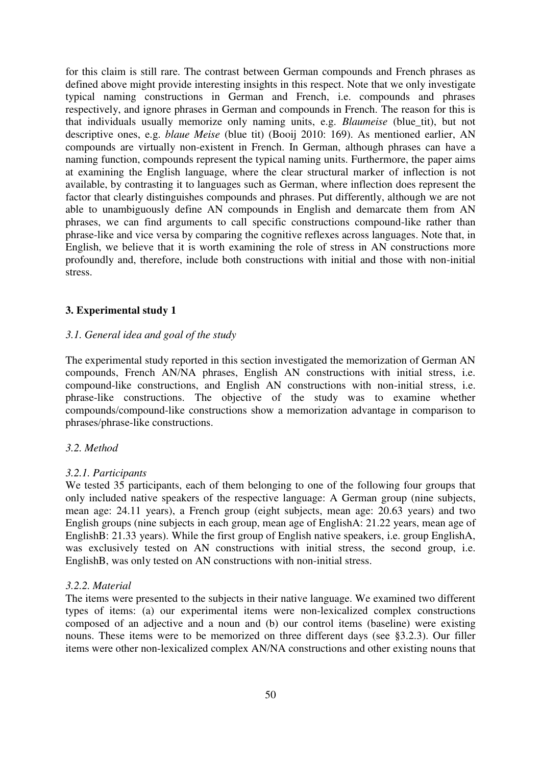for this claim is still rare. The contrast between German compounds and French phrases as defined above might provide interesting insights in this respect. Note that we only investigate typical naming constructions in German and French, i.e. compounds and phrases respectively, and ignore phrases in German and compounds in French. The reason for this is that individuals usually memorize only naming units, e.g. *Blaumeise* (blue_tit), but not descriptive ones, e.g. *blaue Meise* (blue tit) (Booij 2010: 169). As mentioned earlier, AN compounds are virtually non-existent in French. In German, although phrases can have a naming function, compounds represent the typical naming units. Furthermore, the paper aims at examining the English language, where the clear structural marker of inflection is not available, by contrasting it to languages such as German, where inflection does represent the factor that clearly distinguishes compounds and phrases. Put differently, although we are not able to unambiguously define AN compounds in English and demarcate them from AN phrases, we can find arguments to call specific constructions compound-like rather than phrase-like and vice versa by comparing the cognitive reflexes across languages. Note that, in English, we believe that it is worth examining the role of stress in AN constructions more profoundly and, therefore, include both constructions with initial and those with non-initial stress.

## 3. Experimental study 1

### *3.1. General idea and goal of the study*

The experimental study reported in this section investigated the memorization of German AN compounds, French AN/NA phrases, English AN constructions with initial stress, i.e. compound-like constructions, and English AN constructions with non-initial stress, i.e. phrase-like constructions. The objective of the study was to examine whether compounds/compound-like constructions show a memorization advantage in comparison to phrases/phrase-like constructions.

### *3.2. Method*

#### *3.2.1. Participants*

We tested 35 participants, each of them belonging to one of the following four groups that only included native speakers of the respective language: A German group (nine subjects, mean age: 24.11 years), a French group (eight subjects, mean age: 20.63 years) and two English groups (nine subjects in each group, mean age of EnglishA: 21.22 years, mean age of EnglishB: 21.33 years). While the first group of English native speakers, i.e. group EnglishA, was exclusively tested on AN constructions with initial stress, the second group, i.e. EnglishB, was only tested on AN constructions with non-initial stress.

#### *3.2.2. Material*

The items were presented to the subjects in their native language. We examined two different types of items: (a) our experimental items were non-lexicalized complex constructions composed of an adjective and a noun and (b) our control items (baseline) were existing nouns. These items were to be memorized on three different days (see §3.2.3). Our filler items were other non-lexicalized complex AN/NA constructions and other existing nouns that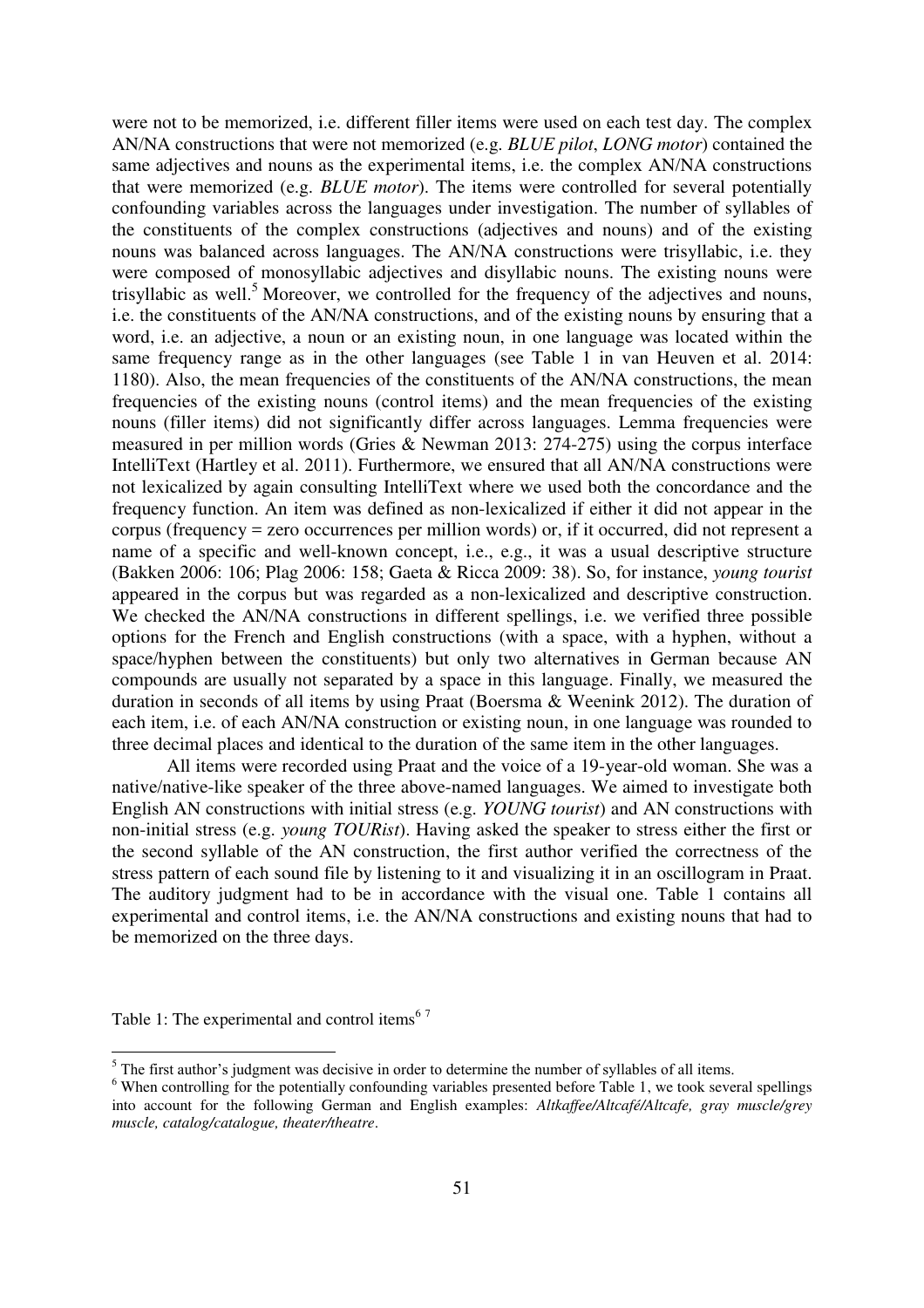were not to be memorized, i.e. different filler items were used on each test day. The complex AN/NA constructions that were not memorized (e.g. *BLUE pilot*, *LONG motor*) contained the same adjectives and nouns as the experimental items, i.e. the complex AN/NA constructions that were memorized (e.g. *BLUE motor*). The items were controlled for several potentially confounding variables across the languages under investigation. The number of syllables of the constituents of the complex constructions (adjectives and nouns) and of the existing nouns was balanced across languages. The AN/NA constructions were trisyllabic, i.e. they were composed of monosyllabic adjectives and disyllabic nouns. The existing nouns were trisyllabic as well.[5] Moreover, we controlled for the frequency of the adjectives and nouns, i.e. the constituents of the AN/NA constructions, and of the existing nouns by ensuring that a word, i.e. an adjective, a noun or an existing noun, in one language was located within the same frequency range as in the other languages (see Table 1 in van Heuven et al. 2014: 1180). Also, the mean frequencies of the constituents of the AN/NA constructions, the mean frequencies of the existing nouns (control items) and the mean frequencies of the existing nouns (filler items) did not significantly differ across languages. Lemma frequencies were measured in per million words (Gries & Newman 2013: 274-275) using the corpus interface IntelliText (Hartley et al. 2011). Furthermore, we ensured that all AN/NA constructions were not lexicalized by again consulting IntelliText where we used both the concordance and the frequency function. An item was defined as non-lexicalized if either it did not appear in the corpus (frequency = zero occurrences per million words) or, if it occurred, did not represent a name of a specific and well-known concept, i.e., e.g., it was a usual descriptive structure (Bakken 2006: 106; Plag 2006: 158; Gaeta & Ricca 2009: 38). So, for instance, *young tourist* appeared in the corpus but was regarded as a non-lexicalized and descriptive construction. We checked the AN/NA constructions in different spellings, i.e. we verified three possible options for the French and English constructions (with a space, with a hyphen, without a space/hyphen between the constituents) but only two alternatives in German because AN compounds are usually not separated by a space in this language. Finally, we measured the duration in seconds of all items by using Praat (Boersma & Weenink 2012). The duration of each item, i.e. of each AN/NA construction or existing noun, in one language was rounded to three decimal places and identical to the duration of the same item in the other languages.

All items were recorded using Praat and the voice of a 19-year-old woman. She was a native/native-like speaker of the three above-named languages. We aimed to investigate both English AN constructions with initial stress (e.g. *YOUNG tourist*) and AN constructions with non-initial stress (e.g. *young TOURist*). Having asked the speaker to stress either the first or the second syllable of the AN construction, the first author verified the correctness of the stress pattern of each sound file by listening to it and visualizing it in an oscillogram in Praat. The auditory judgment had to be in accordance with the visual one. Table 1 contains all experimental and control items, i.e. the AN/NA constructions and existing nouns that had to be memorized on the three days.

Table 1: The experimental and control items[6] [7]

---

[5] The first author's judgment was decisive in order to determine the number of syllables of all items.

[6] When controlling for the potentially confounding variables presented before Table 1, we took several spellings into account for the following German and English examples: *Altkaffee/Altcafé/Altcafe, gray muscle/grey muscle, catalog/catalogue, theater/theatre*.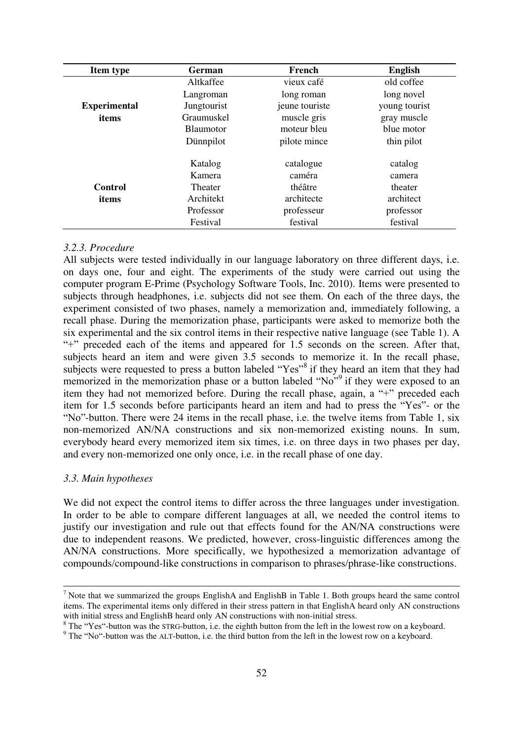| Item type | German | French | English |
|---|---|---|---|
| **Experimental items** | Altkaffee | vieux café | old coffee |
| | Langroman | long roman | long novel |
| | Jungtourist | jeune touriste | young tourist |
| | Graumuskel | muscle gris | gray muscle |
| | Blaumotor | moteur bleu | blue motor |
| | Dünnpilot | pilote mince | thin pilot |
| **Control items** | Katalog | catalogue | catalog |
| | Kamera | caméra | camera |
| | Theater | théâtre | theater |
| | Architekt | architecte | architect |
| | Professor | professeur | professor |
| | Festival | festival | festival |

### *3.2.3. Procedure*

All subjects were tested individually in our language laboratory on three different days, i.e. on days one, four and eight. The experiments of the study were carried out using the computer program E-Prime (Psychology Software Tools, Inc. 2010). Items were presented to subjects through headphones, i.e. subjects did not see them. On each of the three days, the experiment consisted of two phases, namely a memorization and, immediately following, a recall phase. During the memorization phase, participants were asked to memorize both the six experimental and the six control items in their respective native language (see Table 1). A "+" preceded each of the items and appeared for 1.5 seconds on the screen. After that, subjects heard an item and were given 3.5 seconds to memorize it. In the recall phase, subjects were requested to press a button labeled "Yes"[8] if they heard an item that they had memorized in the memorization phase or a button labeled "No"[9] if they were exposed to an item they had not memorized before. During the recall phase, again, a "+" preceded each item for 1.5 seconds before participants heard an item and had to press the "Yes"- or the "No"-button. There were 24 items in the recall phase, i.e. the twelve items from Table 1, six non-memorized AN/NA constructions and six non-memorized existing nouns. In sum, everybody heard every memorized item six times, i.e. on three days in two phases per day, and every non-memorized one only once, i.e. in the recall phase of one day.

### *3.3. Main hypotheses*

We did not expect the control items to differ across the three languages under investigation. In order to be able to compare different languages at all, we needed the control items to justify our investigation and rule out that effects found for the AN/NA constructions were due to independent reasons. We predicted, however, cross-linguistic differences among the AN/NA constructions. More specifically, we hypothesized a memorization advantage of compounds/compound-like constructions in comparison to phrases/phrase-like constructions.

---

[7] Note that we summarized the groups EnglishA and EnglishB in Table 1. Both groups heard the same control items. The experimental items only differed in their stress pattern in that EnglishA heard only AN constructions with initial stress and EnglishB heard only AN constructions with non-initial stress.

[8] The "Yes"-button was the STRG-button, i.e. the eighth button from the left in the lowest row on a keyboard.

[9] The "No"-button was the ALT-button, i.e. the third button from the left in the lowest row on a keyboard.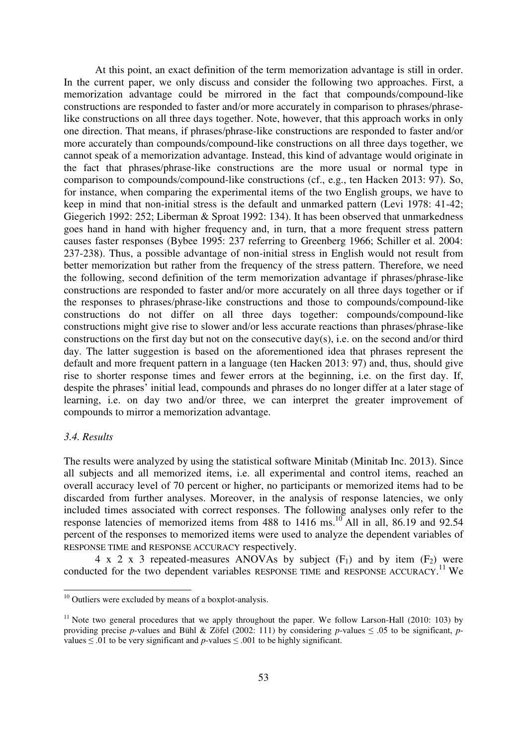At this point, an exact definition of the term memorization advantage is still in order. In the current paper, we only discuss and consider the following two approaches. First, a memorization advantage could be mirrored in the fact that compounds/compound-like constructions are responded to faster and/or more accurately in comparison to phrases/phrase-like constructions on all three days together. Note, however, that this approach works in only one direction. That means, if phrases/phrase-like constructions are responded to faster and/or more accurately than compounds/compound-like constructions on all three days together, we cannot speak of a memorization advantage. Instead, this kind of advantage would originate in the fact that phrases/phrase-like constructions are the more usual or normal type in comparison to compounds/compound-like constructions (cf., e.g., ten Hacken 2013: 97). So, for instance, when comparing the experimental items of the two English groups, we have to keep in mind that non-initial stress is the default and unmarked pattern (Levi 1978: 41-42; Giegerich 1992: 252; Liberman & Sproat 1992: 134). It has been observed that unmarkedness goes hand in hand with higher frequency and, in turn, that a more frequent stress pattern causes faster responses (Bybee 1995: 237 referring to Greenberg 1966; Schiller et al. 2004: 237-238). Thus, a possible advantage of non-initial stress in English would not result from better memorization but rather from the frequency of the stress pattern. Therefore, we need the following, second definition of the term memorization advantage if phrases/phrase-like constructions are responded to faster and/or more accurately on all three days together or if the responses to phrases/phrase-like constructions and those to compounds/compound-like constructions do not differ on all three days together: compounds/compound-like constructions might give rise to slower and/or less accurate reactions than phrases/phrase-like constructions on the first day but not on the consecutive day(s), i.e. on the second and/or third day. The latter suggestion is based on the aforementioned idea that phrases represent the default and more frequent pattern in a language (ten Hacken 2013: 97) and, thus, should give rise to shorter response times and fewer errors at the beginning, i.e. on the first day. If, despite the phrases' initial lead, compounds and phrases do no longer differ at a later stage of learning, i.e. on day two and/or three, we can interpret the greater improvement of compounds to mirror a memorization advantage.

### *3.4. Results*

The results were analyzed by using the statistical software Minitab (Minitab Inc. 2013). Since all subjects and all memorized items, i.e. all experimental and control items, reached an overall accuracy level of 70 percent or higher, no participants or memorized items had to be discarded from further analyses. Moreover, in the analysis of response latencies, we only included times associated with correct responses. The following analyses only refer to the response latencies of memorized items from 488 to 1416 ms.[10] All in all, 86.19 and 92.54 percent of the responses to memorized items were used to analyze the dependent variables of RESPONSE TIME and RESPONSE ACCURACY respectively.

4 x 2 x 3 repeated-measures ANOVAs by subject ($F_1$) and by item ($F_2$) were conducted for the two dependent variables RESPONSE TIME and RESPONSE ACCURACY.[11] We

---

[10] Outliers were excluded by means of a boxplot-analysis.

[11] Note two general procedures that we apply throughout the paper. We follow Larson-Hall (2010: 103) by providing precise *p*-values and Bühl & Zöfel (2002: 111) by considering *p*-values $\leq .05$ to be significant, *p*-values $\leq .01$ to be very significant and *p*-values $\leq .001$ to be highly significant.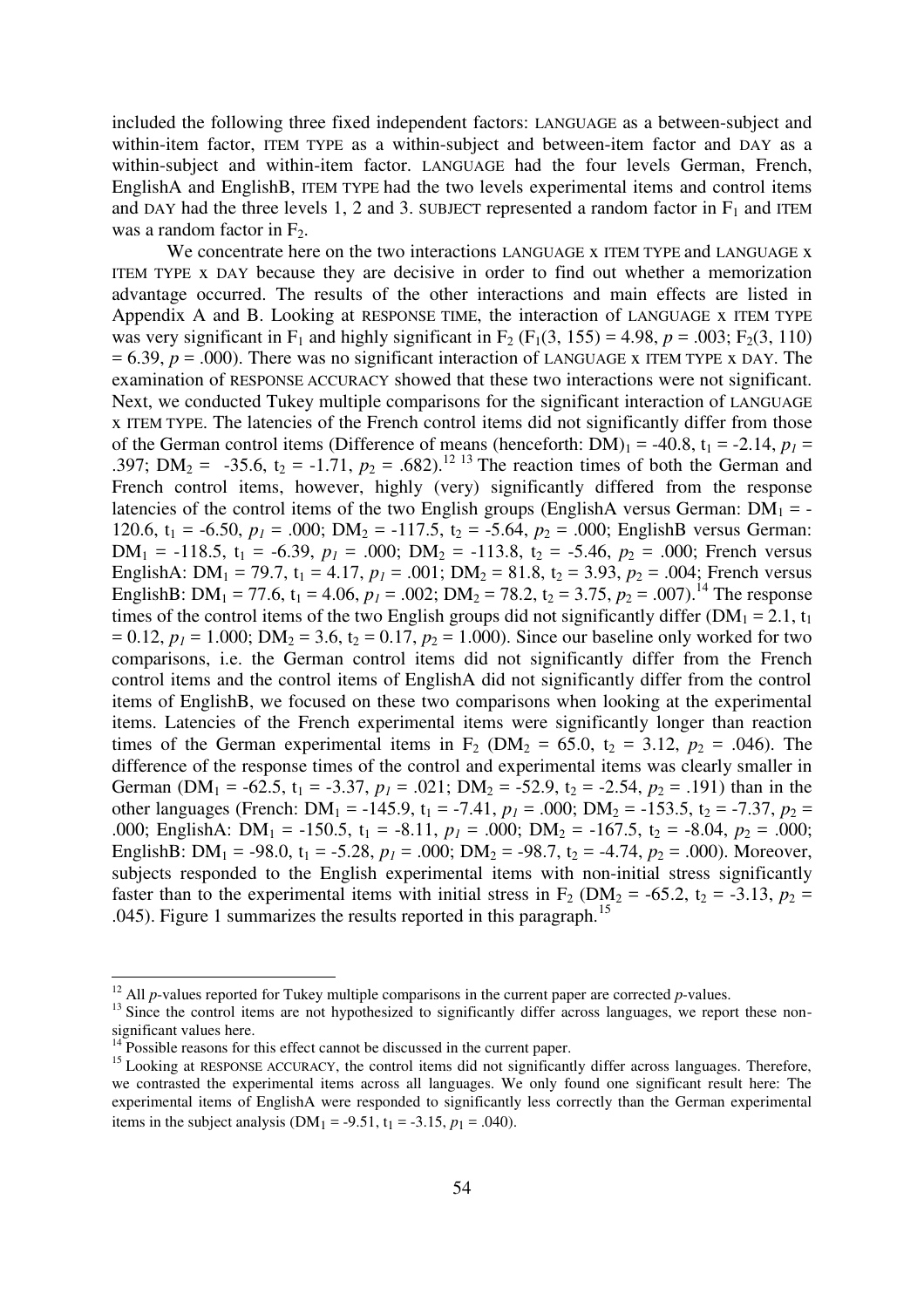included the following three fixed independent factors: LANGUAGE as a between-subject and within-item factor, ITEM TYPE as a within-subject and between-item factor and DAY as a within-subject and within-item factor. LANGUAGE had the four levels German, French, EnglishA and EnglishB, ITEM TYPE had the two levels experimental items and control items and DAY had the three levels 1, 2 and 3. SUBJECT represented a random factor in $F_1$ and ITEM was a random factor in $F_2$.

We concentrate here on the two interactions LANGUAGE x ITEM TYPE and LANGUAGE x ITEM TYPE x DAY because they are decisive in order to find out whether a memorization advantage occurred. The results of the other interactions and main effects are listed in Appendix A and B. Looking at RESPONSE TIME, the interaction of LANGUAGE x ITEM TYPE was very significant in $F_1$ and highly significant in $F_2$ ($F_1(3, 155) = 4.98$, $p = .003$; $F_2(3, 110) = 6.39$, $p = .000$). There was no significant interaction of LANGUAGE x ITEM TYPE x DAY. The examination of RESPONSE ACCURACY showed that these two interactions were not significant. Next, we conducted Tukey multiple comparisons for the significant interaction of LANGUAGE x ITEM TYPE. The latencies of the French control items did not significantly differ from those of the German control items (Difference of means (henceforth: DM)$_1$ = -40.8, $t_1 = -2.14$, $p_1 = .397$; $DM_2 = -35.6$, $t_2 = -1.71$, $p_2 = .682$).[12] [13] The reaction times of both the German and French control items, however, highly (very) significantly differed from the response latencies of the control items of the two English groups (EnglishA versus German: $DM_1 = -120.6$, $t_1 = -6.50$, $p_1 = .000$; $DM_2 = -117.5$, $t_2 = -5.64$, $p_2 = .000$; EnglishB versus German: $DM_1 = -118.5$, $t_1 = -6.39$, $p_1 = .000$; $DM_2 = -113.8$, $t_2 = -5.46$, $p_2 = .000$; French versus EnglishA: $DM_1 = 79.7$, $t_1 = 4.17$, $p_1 = .001$; $DM_2 = 81.8$, $t_2 = 3.93$, $p_2 = .004$; French versus EnglishB: $DM_1 = 77.6$, $t_1 = 4.06$, $p_1 = .002$; $DM_2 = 78.2$, $t_2 = 3.75$, $p_2 = .007$).[14] The response times of the control items of the two English groups did not significantly differ ($DM_1 = 2.1$, $t_1 = 0.12$, $p_1 = 1.000$; $DM_2 = 3.6$, $t_2 = 0.17$, $p_2 = 1.000$). Since our baseline only worked for two comparisons, i.e. the German control items did not significantly differ from the French control items and the control items of EnglishA did not significantly differ from the control items of EnglishB, we focused on these two comparisons when looking at the experimental items. Latencies of the French experimental items were significantly longer than reaction times of the German experimental items in $F_2$ ($DM_2 = 65.0$, $t_2 = 3.12$, $p_2 = .046$). The difference of the response times of the control and experimental items was clearly smaller in German ($DM_1 = -62.5$, $t_1 = -3.37$, $p_1 = .021$; $DM_2 = -52.9$, $t_2 = -2.54$, $p_2 = .191$) than in the other languages (French: $DM_1 = -145.9$, $t_1 = -7.41$, $p_1 = .000$; $DM_2 = -153.5$, $t_2 = -7.37$, $p_2 = .000$; EnglishA: $DM_1 = -150.5$, $t_1 = -8.11$, $p_1 = .000$; $DM_2 = -167.5$, $t_2 = -8.04$, $p_2 = .000$; EnglishB: $DM_1 = -98.0$, $t_1 = -5.28$, $p_1 = .000$; $DM_2 = -98.7$, $t_2 = -4.74$, $p_2 = .000$). Moreover, subjects responded to the English experimental items with non-initial stress significantly faster than to the experimental items with initial stress in $F_2$ ($DM_2 = -65.2$, $t_2 = -3.13$, $p_2 = .045$). Figure 1 summarizes the results reported in this paragraph.[15]

---

[12] All *p*-values reported for Tukey multiple comparisons in the current paper are corrected *p*-values.

[13] Since the control items are not hypothesized to significantly differ across languages, we report these non-significant values here.

[14] Possible reasons for this effect cannot be discussed in the current paper.

[15] Looking at RESPONSE ACCURACY, the control items did not significantly differ across languages. Therefore, we contrasted the experimental items across all languages. We only found one significant result here: The experimental items of EnglishA were responded to significantly less correctly than the German experimental items in the subject analysis ($DM_1 = -9.51$, $t_1 = -3.15$, $p_1 = .040$).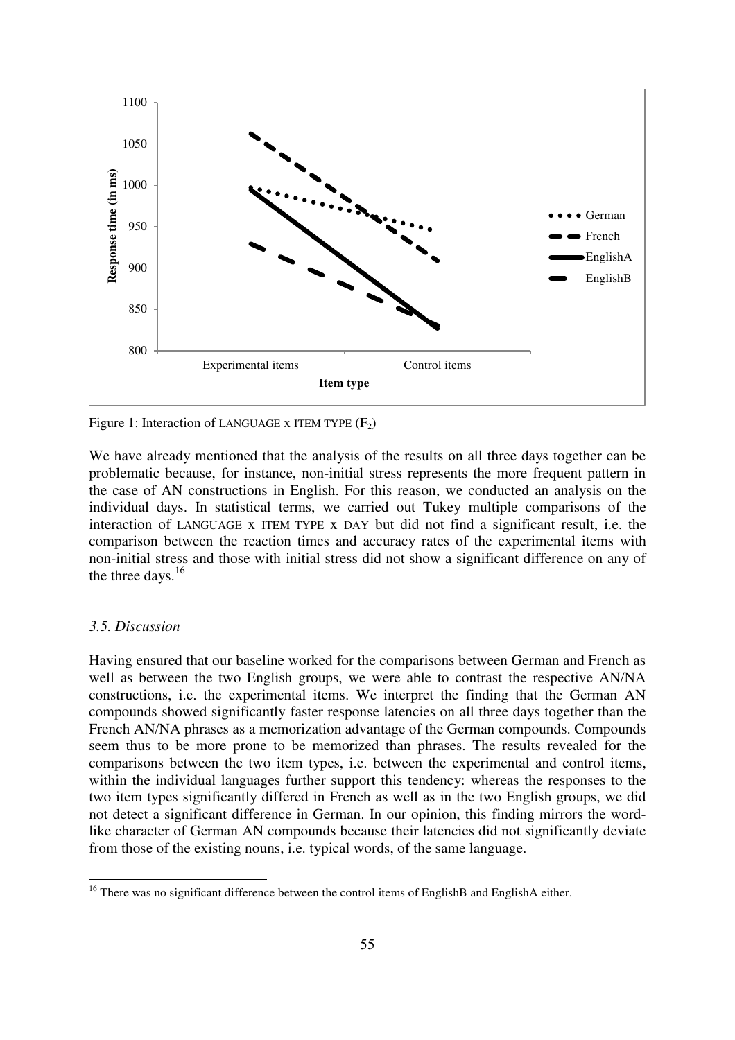Figure 1: Interaction of LANGUAGE x ITEM TYPE ($F_2$)

We have already mentioned that the analysis of the results on all three days together can be problematic because, for instance, non-initial stress represents the more frequent pattern in the case of AN constructions in English. For this reason, we conducted an analysis on the individual days. In statistical terms, we carried out Tukey multiple comparisons of the interaction of LANGUAGE x ITEM TYPE x DAY but did not find a significant result, i.e. the comparison between the reaction times and accuracy rates of the experimental items with non-initial stress and those with initial stress did not show a significant difference on any of the three days.[16]

### *3.5. Discussion*

Having ensured that our baseline worked for the comparisons between German and French as well as between the two English groups, we were able to contrast the respective AN/NA constructions, i.e. the experimental items. We interpret the finding that the German AN compounds showed significantly faster response latencies on all three days together than the French AN/NA phrases as a memorization advantage of the German compounds. Compounds seem thus to be more prone to be memorized than phrases. The results revealed for the comparisons between the two item types, i.e. between the experimental and control items, within the individual languages further support this tendency: whereas the responses to the two item types significantly differed in French as well as in the two English groups, we did not detect a significant difference in German. In our opinion, this finding mirrors the word-like character of German AN compounds because their latencies did not significantly deviate from those of the existing nouns, i.e. typical words, of the same language.

---

[16] There was no significant difference between the control items of EnglishB and EnglishA either.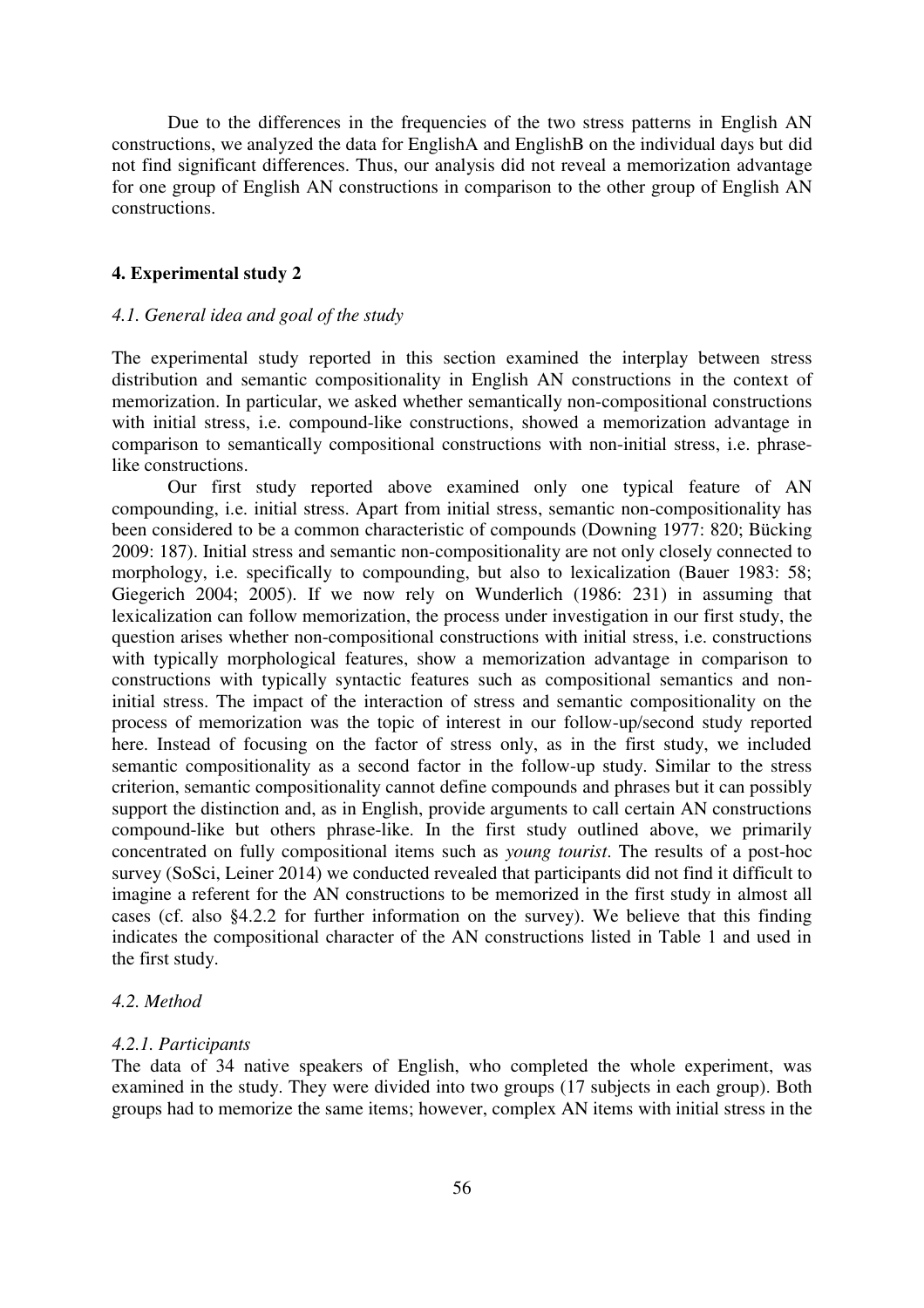Due to the differences in the frequencies of the two stress patterns in English AN constructions, we analyzed the data for EnglishA and EnglishB on the individual days but did not find significant differences. Thus, our analysis did not reveal a memorization advantage for one group of English AN constructions in comparison to the other group of English AN constructions.

## 4. Experimental study 2

### *4.1. General idea and goal of the study*

The experimental study reported in this section examined the interplay between stress distribution and semantic compositionality in English AN constructions in the context of memorization. In particular, we asked whether semantically non-compositional constructions with initial stress, i.e. compound-like constructions, showed a memorization advantage in comparison to semantically compositional constructions with non-initial stress, i.e. phrase-like constructions.

Our first study reported above examined only one typical feature of AN compounding, i.e. initial stress. Apart from initial stress, semantic non-compositionality has been considered to be a common characteristic of compounds (Downing 1977: 820; Bücking 2009: 187). Initial stress and semantic non-compositionality are not only closely connected to morphology, i.e. specifically to compounding, but also to lexicalization (Bauer 1983: 58; Giegerich 2004; 2005). If we now rely on Wunderlich (1986: 231) in assuming that lexicalization can follow memorization, the process under investigation in our first study, the question arises whether non-compositional constructions with initial stress, i.e. constructions with typically morphological features, show a memorization advantage in comparison to constructions with typically syntactic features such as compositional semantics and non-initial stress. The impact of the interaction of stress and semantic compositionality on the process of memorization was the topic of interest in our follow-up/second study reported here. Instead of focusing on the factor of stress only, as in the first study, we included semantic compositionality as a second factor in the follow-up study. Similar to the stress criterion, semantic compositionality cannot define compounds and phrases but it can possibly support the distinction and, as in English, provide arguments to call certain AN constructions compound-like but others phrase-like. In the first study outlined above, we primarily concentrated on fully compositional items such as *young tourist*. The results of a post-hoc survey (SoSci, Leiner 2014) we conducted revealed that participants did not find it difficult to imagine a referent for the AN constructions to be memorized in the first study in almost all cases (cf. also §4.2.2 for further information on the survey). We believe that this finding indicates the compositional character of the AN constructions listed in Table 1 and used in the first study.

### *4.2. Method*

#### *4.2.1. Participants*

The data of 34 native speakers of English, who completed the whole experiment, was examined in the study. They were divided into two groups (17 subjects in each group). Both groups had to memorize the same items; however, complex AN items with initial stress in the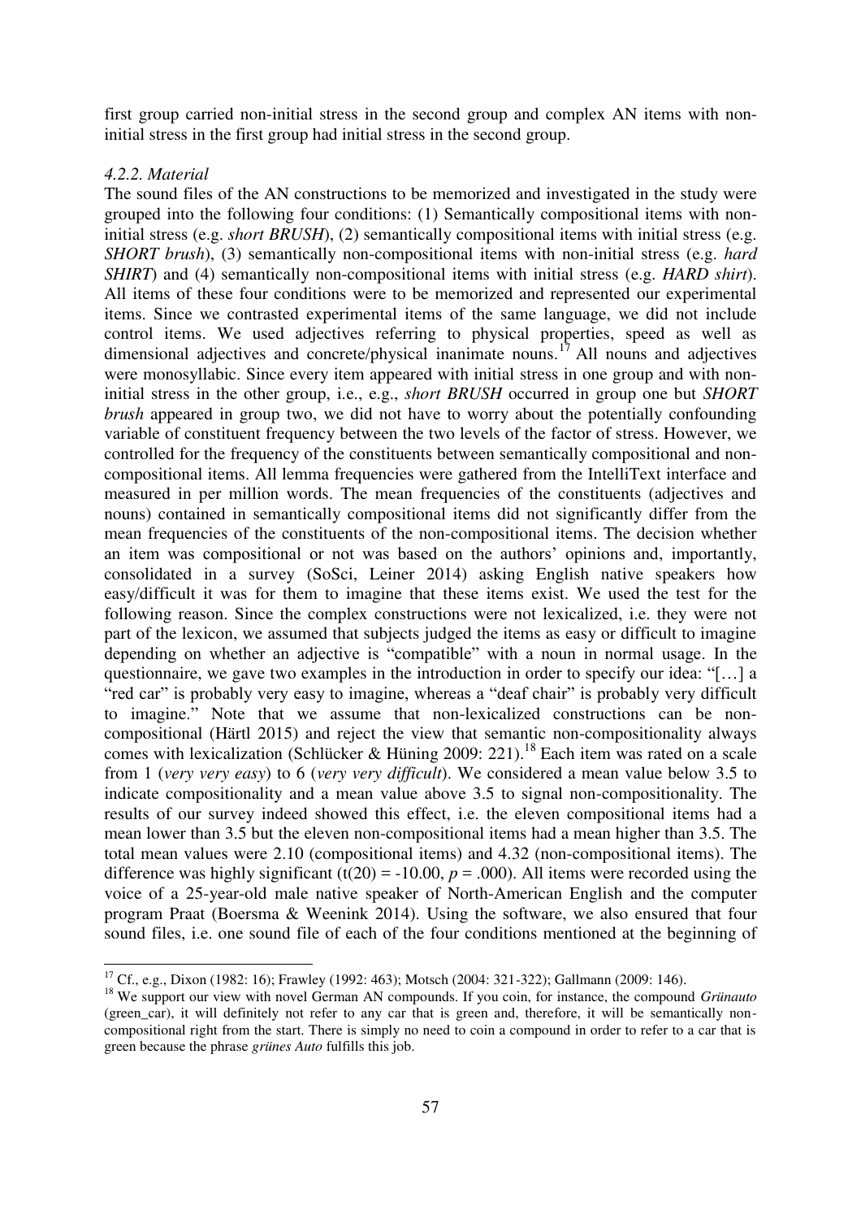first group carried non-initial stress in the second group and complex AN items with non-initial stress in the first group had initial stress in the second group.

#### *4.2.2. Material*

The sound files of the AN constructions to be memorized and investigated in the study were grouped into the following four conditions: (1) Semantically compositional items with non-initial stress (e.g. *short BRUSH*), (2) semantically compositional items with initial stress (e.g. *SHORT brush*), (3) semantically non-compositional items with non-initial stress (e.g. *hard SHIRT*) and (4) semantically non-compositional items with initial stress (e.g. *HARD shirt*). All items of these four conditions were to be memorized and represented our experimental items. Since we contrasted experimental items of the same language, we did not include control items. We used adjectives referring to physical properties, speed as well as dimensional adjectives and concrete/physical inanimate nouns.[17] All nouns and adjectives were monosyllabic. Since every item appeared with initial stress in one group and with non-initial stress in the other group, i.e., e.g., *short BRUSH* occurred in group one but *SHORT brush* appeared in group two, we did not have to worry about the potentially confounding variable of constituent frequency between the two levels of the factor of stress. However, we controlled for the frequency of the constituents between semantically compositional and non-compositional items. All lemma frequencies were gathered from the IntelliText interface and measured in per million words. The mean frequencies of the constituents (adjectives and nouns) contained in semantically compositional items did not significantly differ from the mean frequencies of the constituents of the non-compositional items. The decision whether an item was compositional or not was based on the authors' opinions and, importantly, consolidated in a survey (SoSci, Leiner 2014) asking English native speakers how easy/difficult it was for them to imagine that these items exist. We used the test for the following reason. Since the complex constructions were not lexicalized, i.e. they were not part of the lexicon, we assumed that subjects judged the items as easy or difficult to imagine depending on whether an adjective is "compatible" with a noun in normal usage. In the questionnaire, we gave two examples in the introduction in order to specify our idea: "[…] a "red car" is probably very easy to imagine, whereas a "deaf chair" is probably very difficult to imagine." Note that we assume that non-lexicalized constructions can be non-compositional (Härtl 2015) and reject the view that semantic non-compositionality always comes with lexicalization (Schlücker & Hüning 2009: 221).[18] Each item was rated on a scale from 1 (*very very easy*) to 6 (*very very difficult*). We considered a mean value below 3.5 to indicate compositionality and a mean value above 3.5 to signal non-compositionality. The results of our survey indeed showed this effect, i.e. the eleven compositional items had a mean lower than 3.5 but the eleven non-compositional items had a mean higher than 3.5. The total mean values were 2.10 (compositional items) and 4.32 (non-compositional items). The difference was highly significant ($t(20) = -10.00$, $p = .000$). All items were recorded using the voice of a 25-year-old male native speaker of North-American English and the computer program Praat (Boersma & Weenink 2014). Using the software, we also ensured that four sound files, i.e. one sound file of each of the four conditions mentioned at the beginning of

---

[17] Cf., e.g., Dixon (1982: 16); Frawley (1992: 463); Motsch (2004: 321-322); Gallmann (2009: 146).

[18] We support our view with novel German AN compounds. If you coin, for instance, the compound *Grünauto* (green_car), it will definitely not refer to any car that is green and, therefore, it will be semantically non-compositional right from the start. There is simply no need to coin a compound in order to refer to a car that is green because the phrase *grünes Auto* fulfills this job.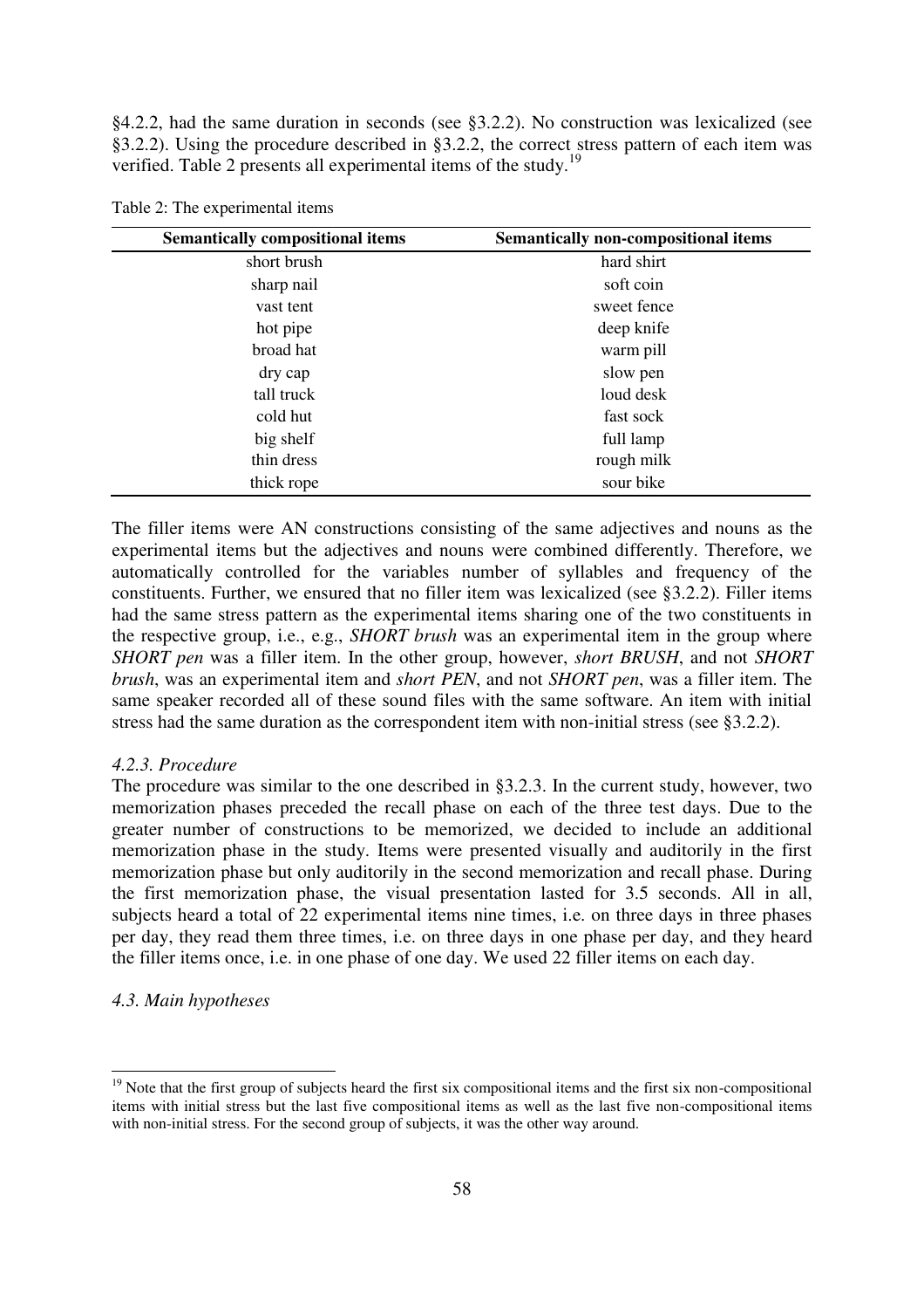§4.2.2, had the same duration in seconds (see §3.2.2). No construction was lexicalized (see §3.2.2). Using the procedure described in §3.2.2, the correct stress pattern of each item was verified. Table 2 presents all experimental items of the study.[19]

Table 2: The experimental items

| Semantically compositional items | Semantically non-compositional items |
|---|---|
| short brush | hard shirt |
| sharp nail | soft coin |
| vast tent | sweet fence |
| hot pipe | deep knife |
| broad hat | warm pill |
| dry cap | slow pen |
| tall truck | loud desk |
| cold hut | fast sock |
| big shelf | full lamp |
| thin dress | rough milk |
| thick rope | sour bike |

The filler items were AN constructions consisting of the same adjectives and nouns as the experimental items but the adjectives and nouns were combined differently. Therefore, we automatically controlled for the variables number of syllables and frequency of the constituents. Further, we ensured that no filler item was lexicalized (see §3.2.2). Filler items had the same stress pattern as the experimental items sharing one of the two constituents in the respective group, i.e., e.g., *SHORT brush* was an experimental item in the group where *SHORT pen* was a filler item. In the other group, however, *short BRUSH*, and not *SHORT brush*, was an experimental item and *short PEN*, and not *SHORT pen*, was a filler item. The same speaker recorded all of these sound files with the same software. An item with initial stress had the same duration as the correspondent item with non-initial stress (see §3.2.2).

*4.2.3. Procedure*

The procedure was similar to the one described in §3.2.3. In the current study, however, two memorization phases preceded the recall phase on each of the three test days. Due to the greater number of constructions to be memorized, we decided to include an additional memorization phase in the study. Items were presented visually and auditorily in the first memorization phase but only auditorily in the second memorization and recall phase. During the first memorization phase, the visual presentation lasted for 3.5 seconds. All in all, subjects heard a total of 22 experimental items nine times, i.e. on three days in three phases per day, they read them three times, i.e. on three days in one phase per day, and they heard the filler items once, i.e. in one phase of one day. We used 22 filler items on each day.

*4.3. Main hypotheses*

[19] Note that the first group of subjects heard the first six compositional items and the first six non-compositional items with initial stress but the last five compositional items as well as the last five non-compositional items with non-initial stress. For the second group of subjects, it was the other way around.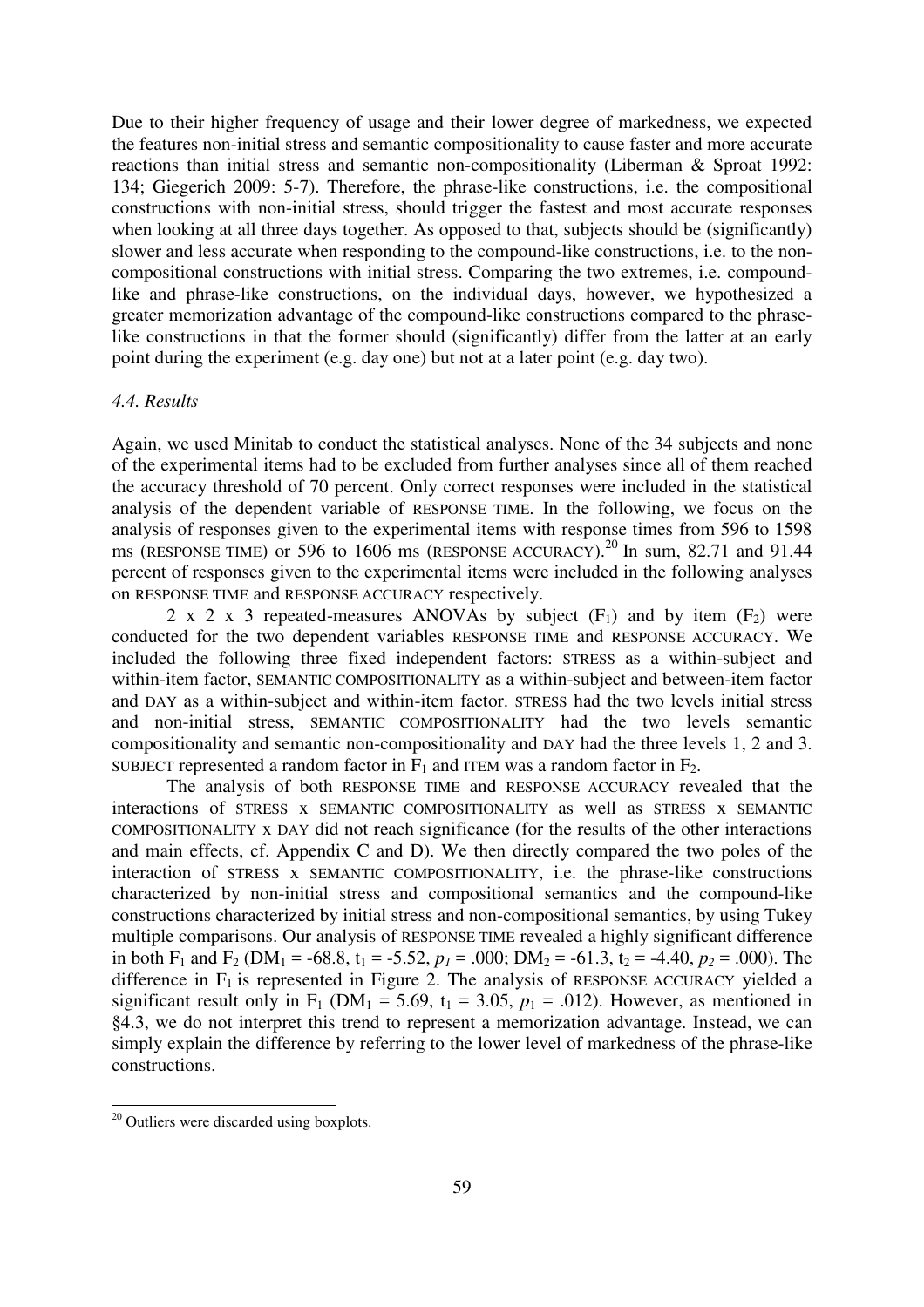Due to their higher frequency of usage and their lower degree of markedness, we expected the features non-initial stress and semantic compositionality to cause faster and more accurate reactions than initial stress and semantic non-compositionality (Liberman & Sproat 1992: 134; Giegerich 2009: 5-7). Therefore, the phrase-like constructions, i.e. the compositional constructions with non-initial stress, should trigger the fastest and most accurate responses when looking at all three days together. As opposed to that, subjects should be (significantly) slower and less accurate when responding to the compound-like constructions, i.e. to the non-compositional constructions with initial stress. Comparing the two extremes, i.e. compound-like and phrase-like constructions, on the individual days, however, we hypothesized a greater memorization advantage of the compound-like constructions compared to the phrase-like constructions in that the former should (significantly) differ from the latter at an early point during the experiment (e.g. day one) but not at a later point (e.g. day two).

### *4.4. Results*

Again, we used Minitab to conduct the statistical analyses. None of the 34 subjects and none of the experimental items had to be excluded from further analyses since all of them reached the accuracy threshold of 70 percent. Only correct responses were included in the statistical analysis of the dependent variable of RESPONSE TIME. In the following, we focus on the analysis of responses given to the experimental items with response times from 596 to 1598 ms (RESPONSE TIME) or 596 to 1606 ms (RESPONSE ACCURACY).[20] In sum, 82.71 and 91.44 percent of responses given to the experimental items were included in the following analyses on RESPONSE TIME and RESPONSE ACCURACY respectively.

2 x 2 x 3 repeated-measures ANOVAs by subject ($F_1$) and by item ($F_2$) were conducted for the two dependent variables RESPONSE TIME and RESPONSE ACCURACY. We included the following three fixed independent factors: STRESS as a within-subject and within-item factor, SEMANTIC COMPOSITIONALITY as a within-subject and between-item factor and DAY as a within-subject and within-item factor. STRESS had the two levels initial stress and non-initial stress, SEMANTIC COMPOSITIONALITY had the two levels semantic compositionality and semantic non-compositionality and DAY had the three levels 1, 2 and 3. SUBJECT represented a random factor in $F_1$ and ITEM was a random factor in $F_2$.

The analysis of both RESPONSE TIME and RESPONSE ACCURACY revealed that the interactions of STRESS x SEMANTIC COMPOSITIONALITY as well as STRESS x SEMANTIC COMPOSITIONALITY x DAY did not reach significance (for the results of the other interactions and main effects, cf. Appendix C and D). We then directly compared the two poles of the interaction of STRESS x SEMANTIC COMPOSITIONALITY, i.e. the phrase-like constructions characterized by non-initial stress and compositional semantics and the compound-like constructions characterized by initial stress and non-compositional semantics, by using Tukey multiple comparisons. Our analysis of RESPONSE TIME revealed a highly significant difference in both $F_1$ and $F_2$ ($DM_1$ = -68.8, $t_1$ = -5.52, $p_1$ = .000; $DM_2$ = -61.3, $t_2$ = -4.40, $p_2$ = .000). The difference in $F_1$ is represented in Figure 2. The analysis of RESPONSE ACCURACY yielded a significant result only in $F_1$ ($DM_1$ = 5.69, $t_1$ = 3.05, $p_1$ = .012). However, as mentioned in §4.3, we do not interpret this trend to represent a memorization advantage. Instead, we can simply explain the difference by referring to the lower level of markedness of the phrase-like constructions.

---

[20] Outliers were discarded using boxplots.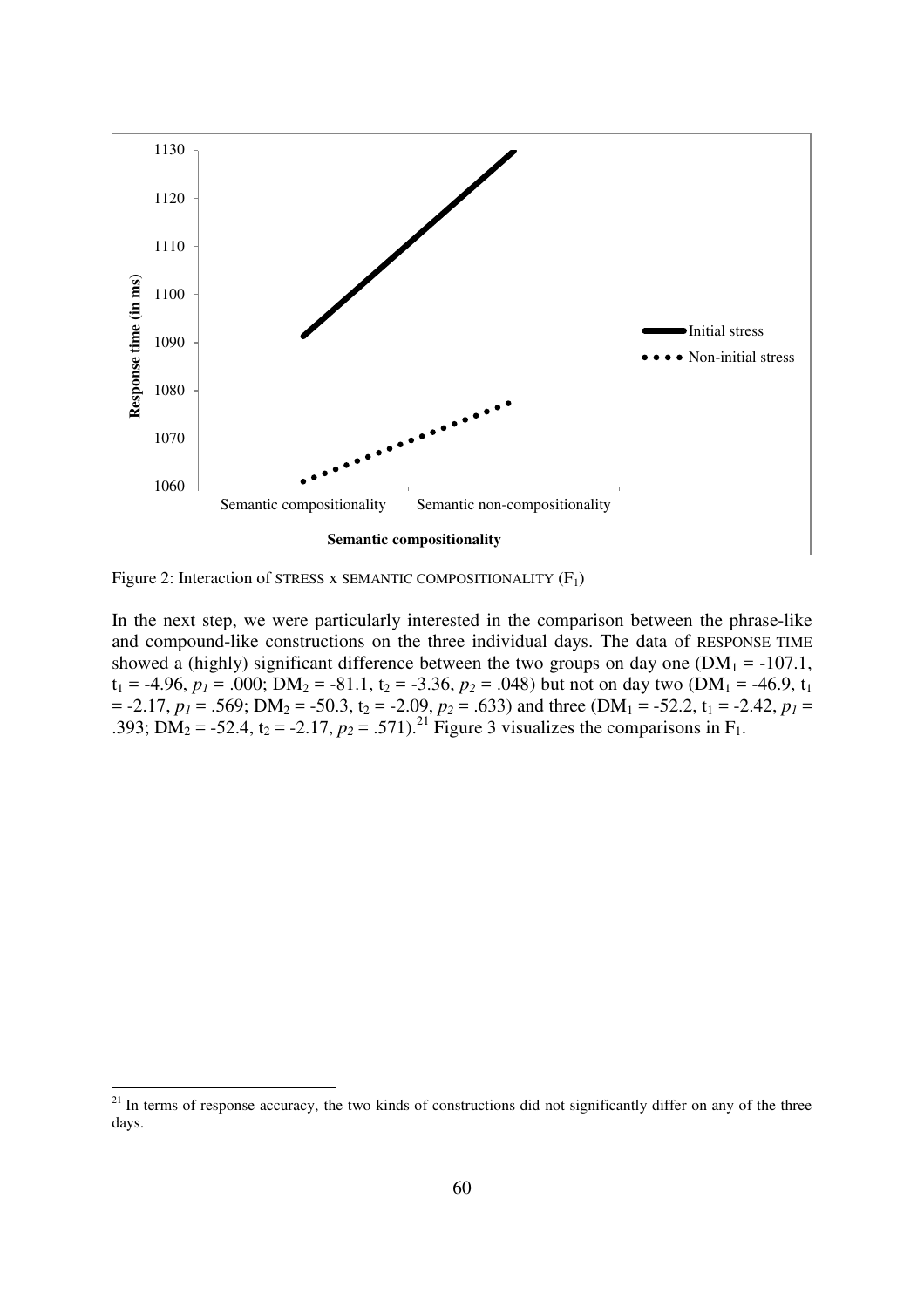Figure 2: Interaction of STRESS x SEMANTIC COMPOSITIONALITY ($F_1$)

In the next step, we were particularly interested in the comparison between the phrase-like and compound-like constructions on the three individual days. The data of RESPONSE TIME showed a (highly) significant difference between the two groups on day one ($DM_1$ = -107.1, $t_1$ = -4.96, $p_1$ = .000; $DM_2$ = -81.1, $t_2$ = -3.36, $p_2$ = .048) but not on day two ($DM_1$ = -46.9, $t_1$ = -2.17, $p_1$ = .569; $DM_2$ = -50.3, $t_2$ = -2.09, $p_2$ = .633) and three ($DM_1$ = -52.2, $t_1$ = -2.42, $p_1$ = .393; $DM_2$ = -52.4, $t_2$ = -2.17, $p_2$ = .571).[21] Figure 3 visualizes the comparisons in $F_1$.

[21] In terms of response accuracy, the two kinds of constructions did not significantly differ on any of the three days.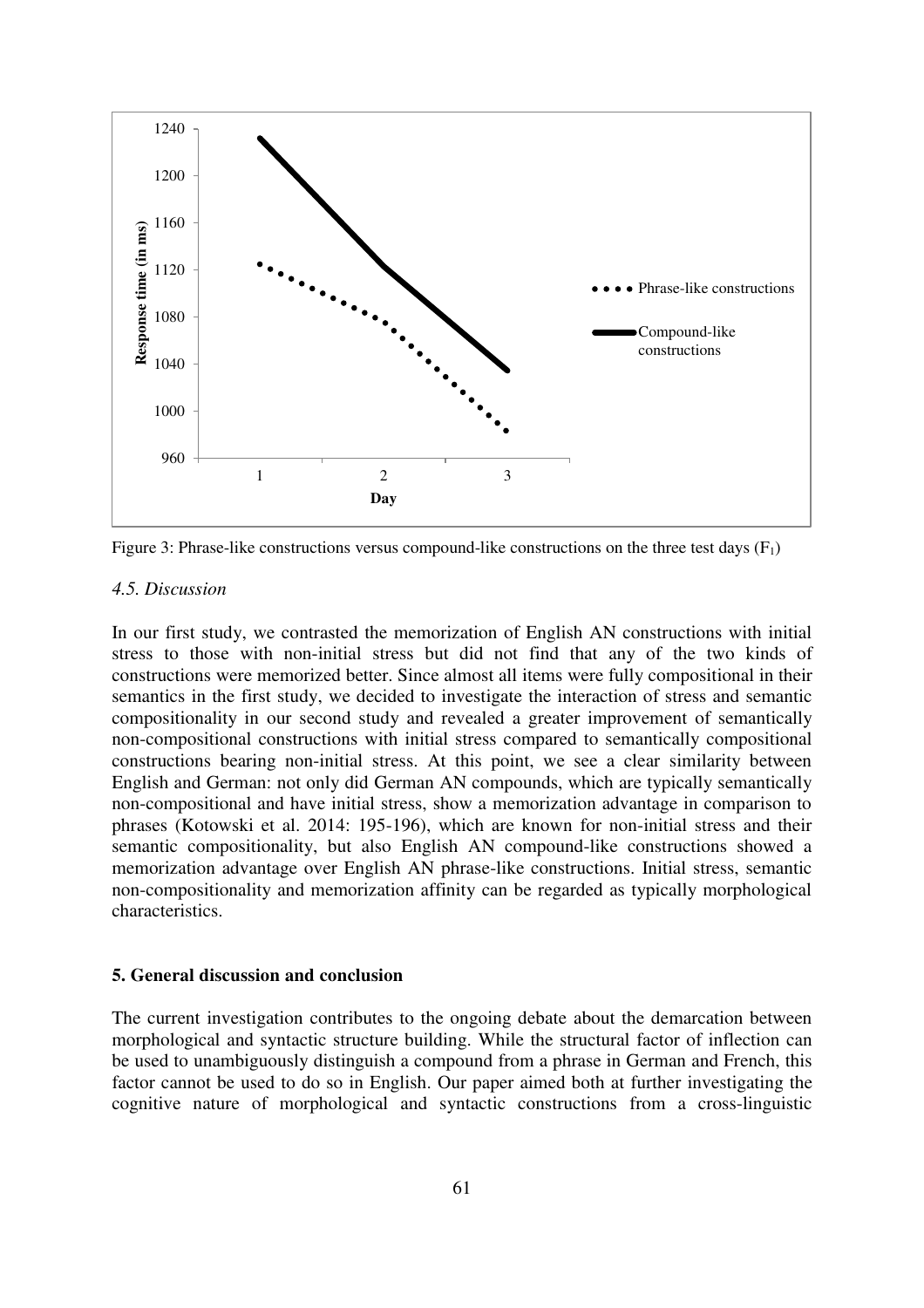Figure 3: Phrase-like constructions versus compound-like constructions on the three test days ($F_1$)

### *4.5. Discussion*

In our first study, we contrasted the memorization of English AN constructions with initial stress to those with non-initial stress but did not find that any of the two kinds of constructions were memorized better. Since almost all items were fully compositional in their semantics in the first study, we decided to investigate the interaction of stress and semantic compositionality in our second study and revealed a greater improvement of semantically non-compositional constructions with initial stress compared to semantically compositional constructions bearing non-initial stress. At this point, we see a clear similarity between English and German: not only did German AN compounds, which are typically semantically non-compositional and have initial stress, show a memorization advantage in comparison to phrases (Kotowski et al. 2014: 195-196), which are known for non-initial stress and their semantic compositionality, but also English AN compound-like constructions showed a memorization advantage over English AN phrase-like constructions. Initial stress, semantic non-compositionality and memorization affinity can be regarded as typically morphological characteristics.

## **5. General discussion and conclusion**

The current investigation contributes to the ongoing debate about the demarcation between morphological and syntactic structure building. While the structural factor of inflection can be used to unambiguously distinguish a compound from a phrase in German and French, this factor cannot be used to do so in English. Our paper aimed both at further investigating the cognitive nature of morphological and syntactic constructions from a cross-linguistic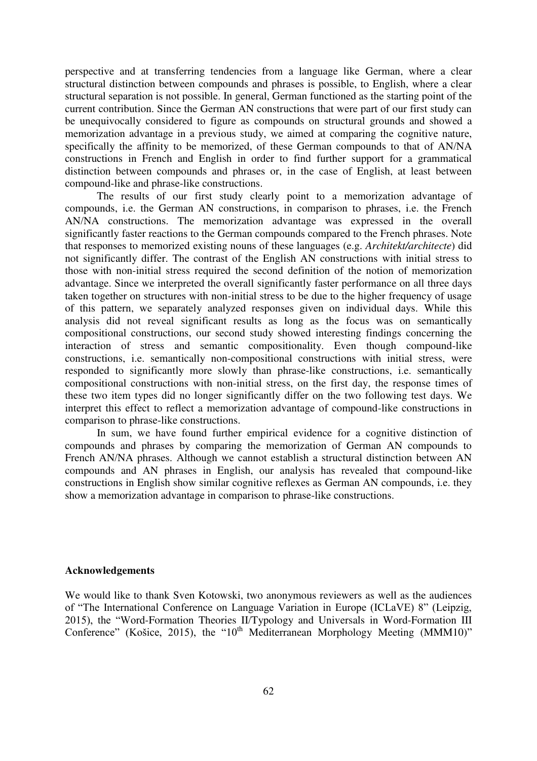perspective and at transferring tendencies from a language like German, where a clear structural distinction between compounds and phrases is possible, to English, where a clear structural separation is not possible. In general, German functioned as the starting point of the current contribution. Since the German AN constructions that were part of our first study can be unequivocally considered to figure as compounds on structural grounds and showed a memorization advantage in a previous study, we aimed at comparing the cognitive nature, specifically the affinity to be memorized, of these German compounds to that of AN/NA constructions in French and English in order to find further support for a grammatical distinction between compounds and phrases or, in the case of English, at least between compound-like and phrase-like constructions.

The results of our first study clearly point to a memorization advantage of compounds, i.e. the German AN constructions, in comparison to phrases, i.e. the French AN/NA constructions. The memorization advantage was expressed in the overall significantly faster reactions to the German compounds compared to the French phrases. Note that responses to memorized existing nouns of these languages (e.g. *Architekt/architecte*) did not significantly differ. The contrast of the English AN constructions with initial stress to those with non-initial stress required the second definition of the notion of memorization advantage. Since we interpreted the overall significantly faster performance on all three days taken together on structures with non-initial stress to be due to the higher frequency of usage of this pattern, we separately analyzed responses given on individual days. While this analysis did not reveal significant results as long as the focus was on semantically compositional constructions, our second study showed interesting findings concerning the interaction of stress and semantic compositionality. Even though compound-like constructions, i.e. semantically non-compositional constructions with initial stress, were responded to significantly more slowly than phrase-like constructions, i.e. semantically compositional constructions with non-initial stress, on the first day, the response times of these two item types did no longer significantly differ on the two following test days. We interpret this effect to reflect a memorization advantage of compound-like constructions in comparison to phrase-like constructions.

In sum, we have found further empirical evidence for a cognitive distinction of compounds and phrases by comparing the memorization of German AN compounds to French AN/NA phrases. Although we cannot establish a structural distinction between AN compounds and AN phrases in English, our analysis has revealed that compound-like constructions in English show similar cognitive reflexes as German AN compounds, i.e. they show a memorization advantage in comparison to phrase-like constructions.

**Acknowledgements**

We would like to thank Sven Kotowski, two anonymous reviewers as well as the audiences of "The International Conference on Language Variation in Europe (ICLaVE) 8" (Leipzig, 2015), the "Word-Formation Theories II/Typology and Universals in Word-Formation III Conference" (Košice, 2015), the "10th Mediterranean Morphology Meeting (MMM10)"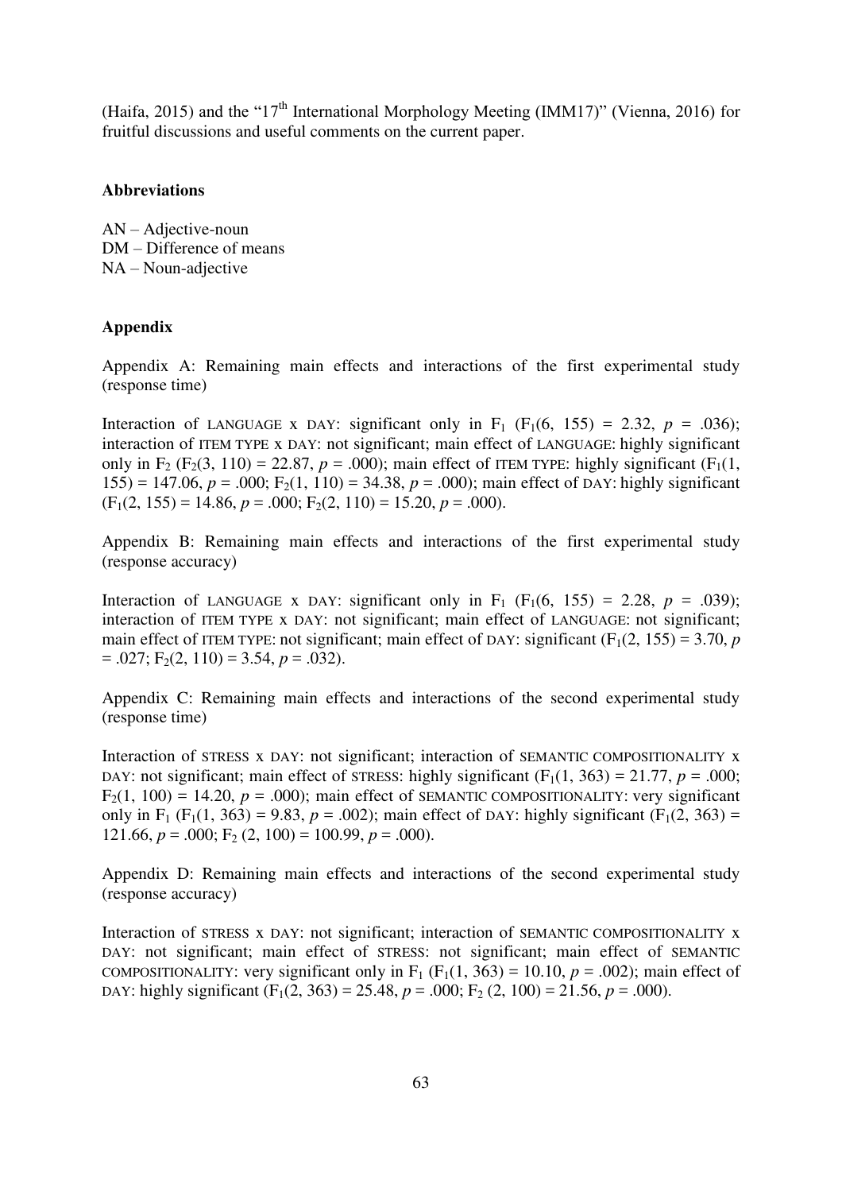(Haifa, 2015) and the "17th International Morphology Meeting (IMM17)" (Vienna, 2016) for fruitful discussions and useful comments on the current paper.

**Abbreviations**

AN – Adjective-noun
DM – Difference of means
NA – Noun-adjective

**Appendix**

Appendix A: Remaining main effects and interactions of the first experimental study (response time)

Interaction of LANGUAGE x DAY: significant only in $F_1$ ($F_1(6, 155) = 2.32$, $p = .036$); interaction of ITEM TYPE x DAY: not significant; main effect of LANGUAGE: highly significant only in $F_2$ ($F_2(3, 110) = 22.87$, $p = .000$); main effect of ITEM TYPE: highly significant ($F_1(1, 155) = 147.06$, $p = .000$; $F_2(1, 110) = 34.38$, $p = .000$); main effect of DAY: highly significant ($F_1(2, 155) = 14.86$, $p = .000$; $F_2(2, 110) = 15.20$, $p = .000$).

Appendix B: Remaining main effects and interactions of the first experimental study (response accuracy)

Interaction of LANGUAGE x DAY: significant only in $F_1$ ($F_1(6, 155) = 2.28$, $p = .039$); interaction of ITEM TYPE x DAY: not significant; main effect of LANGUAGE: not significant; main effect of ITEM TYPE: not significant; main effect of DAY: significant ($F_1(2, 155) = 3.70$, $p = .027$; $F_2(2, 110) = 3.54$, $p = .032$).

Appendix C: Remaining main effects and interactions of the second experimental study (response time)

Interaction of STRESS x DAY: not significant; interaction of SEMANTIC COMPOSITIONALITY x DAY: not significant; main effect of STRESS: highly significant ($F_1(1, 363) = 21.77$, $p = .000$; $F_2(1, 100) = 14.20$, $p = .000$); main effect of SEMANTIC COMPOSITIONALITY: very significant only in $F_1$ ($F_1(1, 363) = 9.83$, $p = .002$); main effect of DAY: highly significant ($F_1(2, 363) = 121.66$, $p = .000$; $F_2(2, 100) = 100.99$, $p = .000$).

Appendix D: Remaining main effects and interactions of the second experimental study (response accuracy)

Interaction of STRESS x DAY: not significant; interaction of SEMANTIC COMPOSITIONALITY x DAY: not significant; main effect of STRESS: not significant; main effect of SEMANTIC COMPOSITIONALITY: very significant only in $F_1$ ($F_1(1, 363) = 10.10$, $p = .002$); main effect of DAY: highly significant ($F_1(2, 363) = 25.48$, $p = .000$; $F_2(2, 100) = 21.56$, $p = .000$).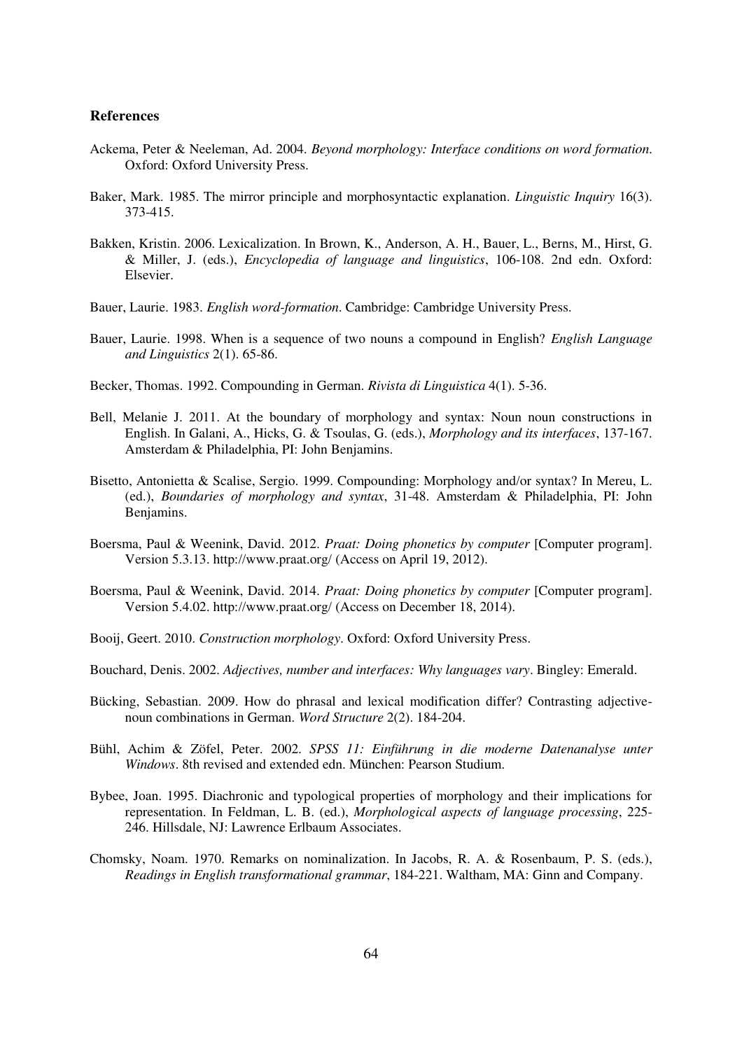### References

Ackema, Peter & Neeleman, Ad. 2004. *Beyond morphology: Interface conditions on word formation*. Oxford: Oxford University Press.

Baker, Mark. 1985. The mirror principle and morphosyntactic explanation. *Linguistic Inquiry* 16(3). 373-415.

Bakken, Kristin. 2006. Lexicalization. In Brown, K., Anderson, A. H., Bauer, L., Berns, M., Hirst, G. & Miller, J. (eds.), *Encyclopedia of language and linguistics*, 106-108. 2nd edn. Oxford: Elsevier.

Bauer, Laurie. 1983. *English word-formation*. Cambridge: Cambridge University Press.

Bauer, Laurie. 1998. When is a sequence of two nouns a compound in English? *English Language and Linguistics* 2(1). 65-86.

Becker, Thomas. 1992. Compounding in German. *Rivista di Linguistica* 4(1). 5-36.

Bell, Melanie J. 2011. At the boundary of morphology and syntax: Noun noun constructions in English. In Galani, A., Hicks, G. & Tsoulas, G. (eds.), *Morphology and its interfaces*, 137-167. Amsterdam & Philadelphia, PI: John Benjamins.

Bisetto, Antonietta & Scalise, Sergio. 1999. Compounding: Morphology and/or syntax? In Mereu, L. (ed.), *Boundaries of morphology and syntax*, 31-48. Amsterdam & Philadelphia, PI: John Benjamins.

Boersma, Paul & Weenink, David. 2012. *Praat: Doing phonetics by computer* [Computer program]. Version 5.3.13. http://www.praat.org/ (Access on April 19, 2012).

Boersma, Paul & Weenink, David. 2014. *Praat: Doing phonetics by computer* [Computer program]. Version 5.4.02. http://www.praat.org/ (Access on December 18, 2014).

Booij, Geert. 2010. *Construction morphology*. Oxford: Oxford University Press.

Bouchard, Denis. 2002. *Adjectives, number and interfaces: Why languages vary*. Bingley: Emerald.

Bücking, Sebastian. 2009. How do phrasal and lexical modification differ? Contrasting adjective-noun combinations in German. *Word Structure* 2(2). 184-204.

Bühl, Achim & Zöfel, Peter. 2002. *SPSS 11: Einführung in die moderne Datenanalyse unter Windows*. 8th revised and extended edn. München: Pearson Studium.

Bybee, Joan. 1995. Diachronic and typological properties of morphology and their implications for representation. In Feldman, L. B. (ed.), *Morphological aspects of language processing*, 225-246. Hillsdale, NJ: Lawrence Erlbaum Associates.

Chomsky, Noam. 1970. Remarks on nominalization. In Jacobs, R. A. & Rosenbaum, P. S. (eds.), *Readings in English transformational grammar*, 184-221. Waltham, MA: Ginn and Company.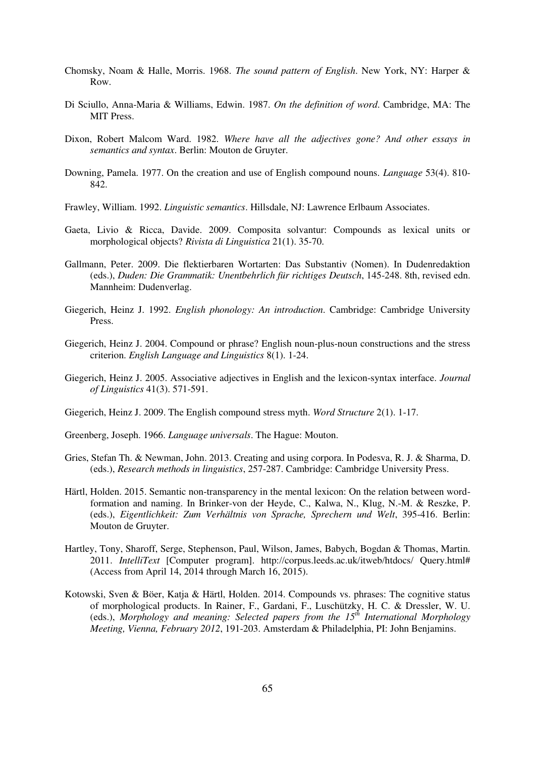Chomsky, Noam & Halle, Morris. 1968. *The sound pattern of English*. New York, NY: Harper & Row.

Di Sciullo, Anna-Maria & Williams, Edwin. 1987. *On the definition of word*. Cambridge, MA: The MIT Press.

Dixon, Robert Malcom Ward. 1982. *Where have all the adjectives gone? And other essays in semantics and syntax*. Berlin: Mouton de Gruyter.

Downing, Pamela. 1977. On the creation and use of English compound nouns. *Language* 53(4). 810-842.

Frawley, William. 1992. *Linguistic semantics*. Hillsdale, NJ: Lawrence Erlbaum Associates.

Gaeta, Livio & Ricca, Davide. 2009. Composita solvantur: Compounds as lexical units or morphological objects? *Rivista di Linguistica* 21(1). 35-70.

Gallmann, Peter. 2009. Die flektierbaren Wortarten: Das Substantiv (Nomen). In Dudenredaktion (eds.), *Duden: Die Grammatik: Unentbehrlich für richtiges Deutsch*, 145-248. 8th, revised edn. Mannheim: Dudenverlag.

Giegerich, Heinz J. 1992. *English phonology: An introduction*. Cambridge: Cambridge University Press.

Giegerich, Heinz J. 2004. Compound or phrase? English noun-plus-noun constructions and the stress criterion. *English Language and Linguistics* 8(1). 1-24.

Giegerich, Heinz J. 2005. Associative adjectives in English and the lexicon-syntax interface. *Journal of Linguistics* 41(3). 571-591.

Giegerich, Heinz J. 2009. The English compound stress myth. *Word Structure* 2(1). 1-17.

Greenberg, Joseph. 1966. *Language universals*. The Hague: Mouton.

Gries, Stefan Th. & Newman, John. 2013. Creating and using corpora. In Podesva, R. J. & Sharma, D. (eds.), *Research methods in linguistics*, 257-287. Cambridge: Cambridge University Press.

Härtl, Holden. 2015. Semantic non-transparency in the mental lexicon: On the relation between word-formation and naming. In Brinker-von der Heyde, C., Kalwa, N., Klug, N.-M. & Reszke, P. (eds.), *Eigentlichkeit: Zum Verhältnis von Sprache, Sprechern und Welt*, 395-416. Berlin: Mouton de Gruyter.

Hartley, Tony, Sharoff, Serge, Stephenson, Paul, Wilson, James, Babych, Bogdan & Thomas, Martin. 2011. *IntelliText* [Computer program]. http://corpus.leeds.ac.uk/itweb/htdocs/ Query.html# (Access from April 14, 2014 through March 16, 2015).

Kotowski, Sven & Böer, Katja & Härtl, Holden. 2014. Compounds vs. phrases: The cognitive status of morphological products. In Rainer, F., Gardani, F., Luschützky, H. C. & Dressler, W. U. (eds.), *Morphology and meaning: Selected papers from the 15th International Morphology Meeting, Vienna, February 2012*, 191-203. Amsterdam & Philadelphia, PI: John Benjamins.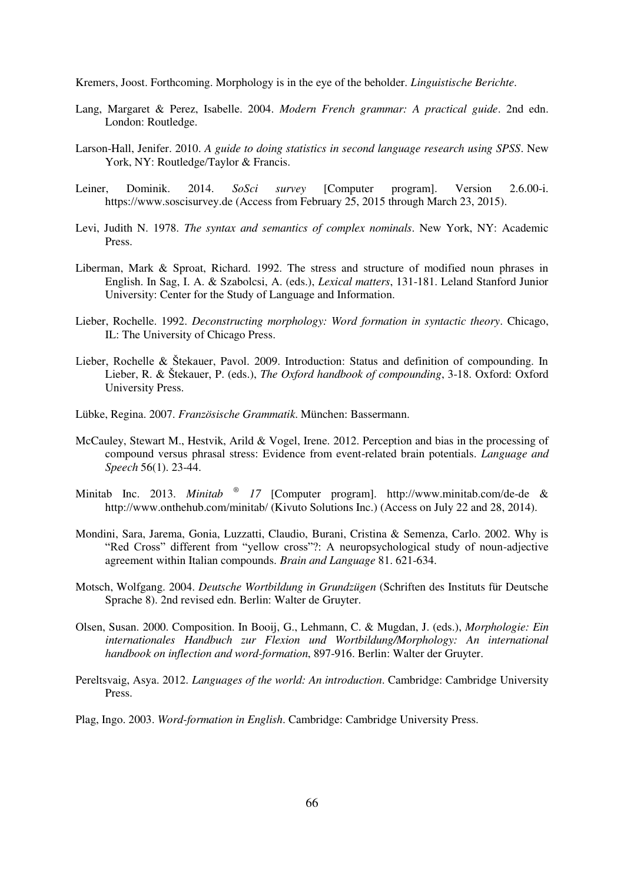Kremers, Joost. Forthcoming. Morphology is in the eye of the beholder. *Linguistische Berichte*.

Lang, Margaret & Perez, Isabelle. 2004. *Modern French grammar: A practical guide*. 2nd edn. London: Routledge.

Larson-Hall, Jenifer. 2010. *A guide to doing statistics in second language research using SPSS*. New York, NY: Routledge/Taylor & Francis.

Leiner, Dominik. 2014. *SoSci survey* [Computer program]. Version 2.6.00-i. https://www.soscisurvey.de (Access from February 25, 2015 through March 23, 2015).

Levi, Judith N. 1978. *The syntax and semantics of complex nominals*. New York, NY: Academic Press.

Liberman, Mark & Sproat, Richard. 1992. The stress and structure of modified noun phrases in English. In Sag, I. A. & Szabolcsi, A. (eds.), *Lexical matters*, 131-181. Leland Stanford Junior University: Center for the Study of Language and Information.

Lieber, Rochelle. 1992. *Deconstructing morphology: Word formation in syntactic theory*. Chicago, IL: The University of Chicago Press.

Lieber, Rochelle & Štekauer, Pavol. 2009. Introduction: Status and definition of compounding. In Lieber, R. & Štekauer, P. (eds.), *The Oxford handbook of compounding*, 3-18. Oxford: Oxford University Press.

Lübke, Regina. 2007. *Französische Grammatik*. München: Bassermann.

McCauley, Stewart M., Hestvik, Arild & Vogel, Irene. 2012. Perception and bias in the processing of compound versus phrasal stress: Evidence from event-related brain potentials. *Language and Speech* 56(1). 23-44.

Minitab Inc. 2013. *Minitab ® 17* [Computer program]. http://www.minitab.com/de-de & http://www.onthehub.com/minitab/ (Kivuto Solutions Inc.) (Access on July 22 and 28, 2014).

Mondini, Sara, Jarema, Gonia, Luzzatti, Claudio, Burani, Cristina & Semenza, Carlo. 2002. Why is "Red Cross" different from "yellow cross"?: A neuropsychological study of noun-adjective agreement within Italian compounds. *Brain and Language* 81. 621-634.

Motsch, Wolfgang. 2004. *Deutsche Wortbildung in Grundzügen* (Schriften des Instituts für Deutsche Sprache 8). 2nd revised edn. Berlin: Walter de Gruyter.

Olsen, Susan. 2000. Composition. In Booij, G., Lehmann, C. & Mugdan, J. (eds.), *Morphologie: Ein internationales Handbuch zur Flexion und Wortbildung/Morphology: An international handbook on inflection and word-formation*, 897-916. Berlin: Walter der Gruyter.

Pereltsvaig, Asya. 2012. *Languages of the world: An introduction*. Cambridge: Cambridge University Press.

Plag, Ingo. 2003. *Word-formation in English*. Cambridge: Cambridge University Press.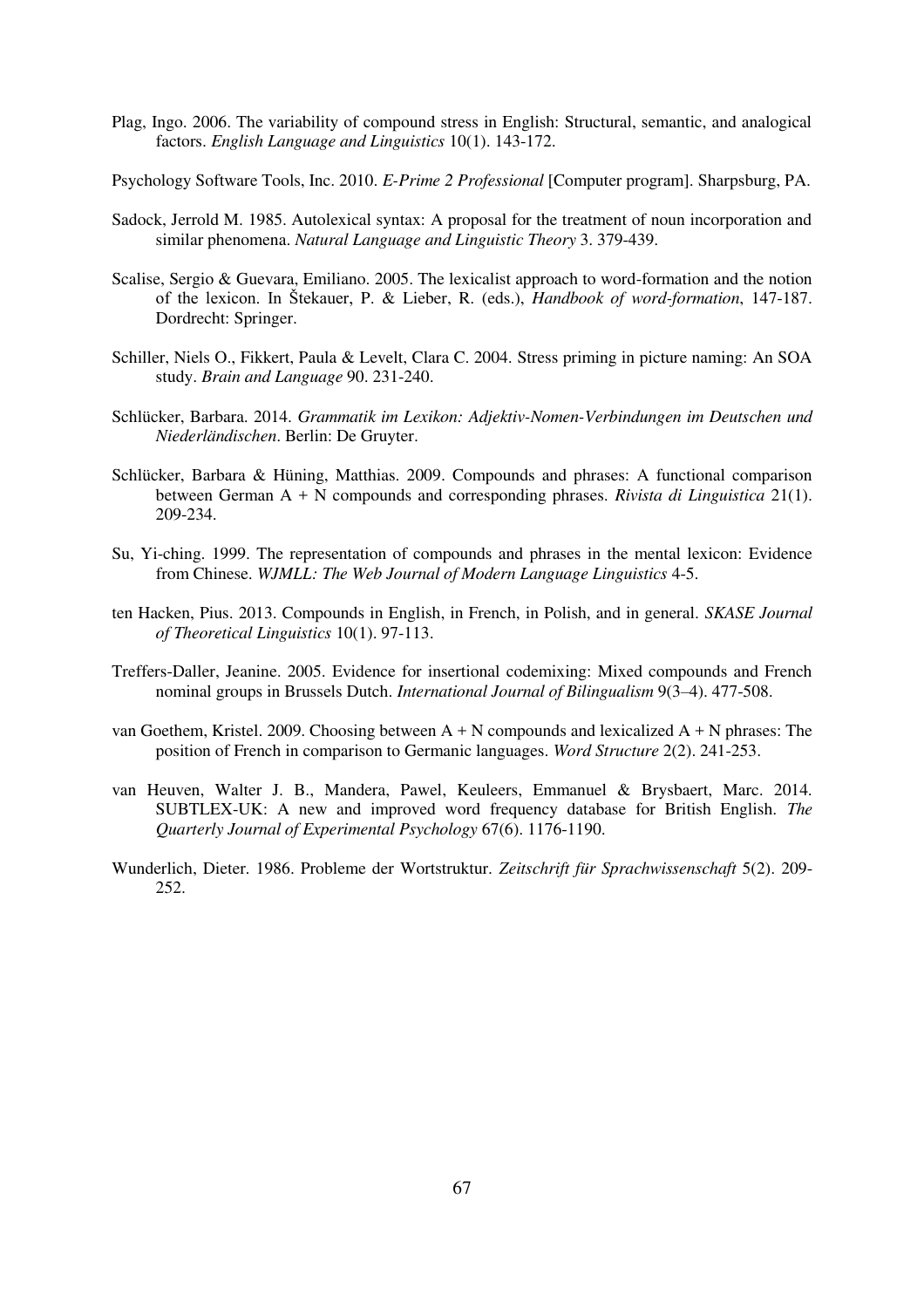Plag, Ingo. 2006. The variability of compound stress in English: Structural, semantic, and analogical factors. *English Language and Linguistics* 10(1). 143-172.

Psychology Software Tools, Inc. 2010. *E-Prime 2 Professional* [Computer program]. Sharpsburg, PA.

Sadock, Jerrold M. 1985. Autolexical syntax: A proposal for the treatment of noun incorporation and similar phenomena. *Natural Language and Linguistic Theory* 3. 379-439.

Scalise, Sergio & Guevara, Emiliano. 2005. The lexicalist approach to word-formation and the notion of the lexicon. In Štekauer, P. & Lieber, R. (eds.), *Handbook of word-formation*, 147-187. Dordrecht: Springer.

Schiller, Niels O., Fikkert, Paula & Levelt, Clara C. 2004. Stress priming in picture naming: An SOA study. *Brain and Language* 90. 231-240.

Schlücker, Barbara. 2014. *Grammatik im Lexikon: Adjektiv-Nomen-Verbindungen im Deutschen und Niederländischen*. Berlin: De Gruyter.

Schlücker, Barbara & Hüning, Matthias. 2009. Compounds and phrases: A functional comparison between German A + N compounds and corresponding phrases. *Rivista di Linguistica* 21(1). 209-234.

Su, Yi-ching. 1999. The representation of compounds and phrases in the mental lexicon: Evidence from Chinese. *WJMLL: The Web Journal of Modern Language Linguistics* 4-5.

ten Hacken, Pius. 2013. Compounds in English, in French, in Polish, and in general. *SKASE Journal of Theoretical Linguistics* 10(1). 97-113.

Treffers-Daller, Jeanine. 2005. Evidence for insertional codemixing: Mixed compounds and French nominal groups in Brussels Dutch. *International Journal of Bilingualism* 9(3–4). 477-508.

van Goethem, Kristel. 2009. Choosing between A + N compounds and lexicalized A + N phrases: The position of French in comparison to Germanic languages. *Word Structure* 2(2). 241-253.

van Heuven, Walter J. B., Mandera, Pawel, Keuleers, Emmanuel & Brysbaert, Marc. 2014. SUBTLEX-UK: A new and improved word frequency database for British English. *The Quarterly Journal of Experimental Psychology* 67(6). 1176-1190.

Wunderlich, Dieter. 1986. Probleme der Wortstruktur. *Zeitschrift für Sprachwissenschaft* 5(2). 209-252.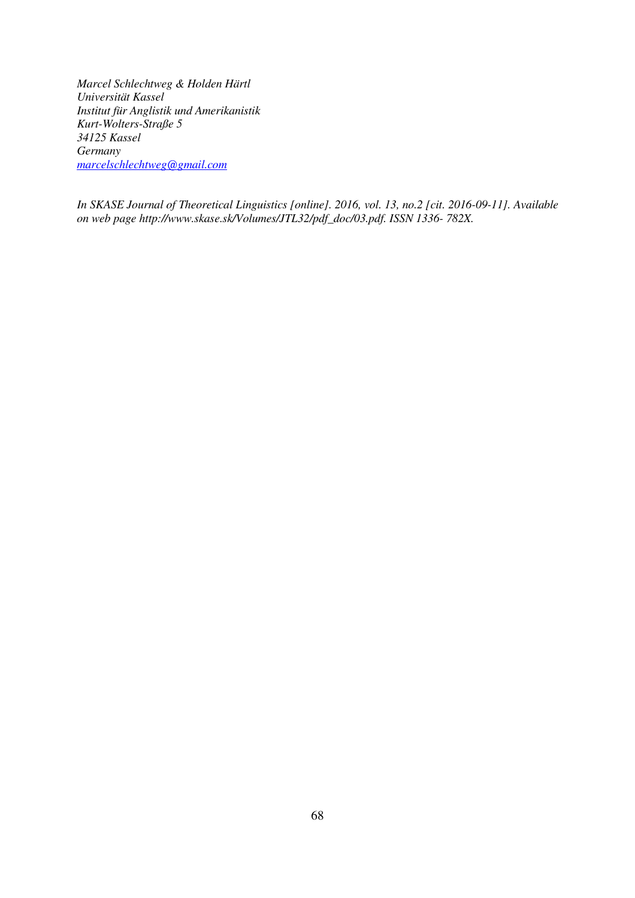*Marcel Schlechtweg & Holden Härtl*
*Universität Kassel*
*Institut für Anglistik und Amerikanistik*
*Kurt-Wolters-Straße 5*
*34125 Kassel*
*Germany*
*[marcelschlechtweg@gmail.com](mailto:marcelschlechtweg@gmail.com)*

*In SKASE Journal of Theoretical Linguistics [online]. 2016, vol. 13, no.2 [cit. 2016-09-11]. Available on web page http://www.skase.sk/Volumes/JTL32/pdf_doc/03.pdf. ISSN 1336- 782X.*